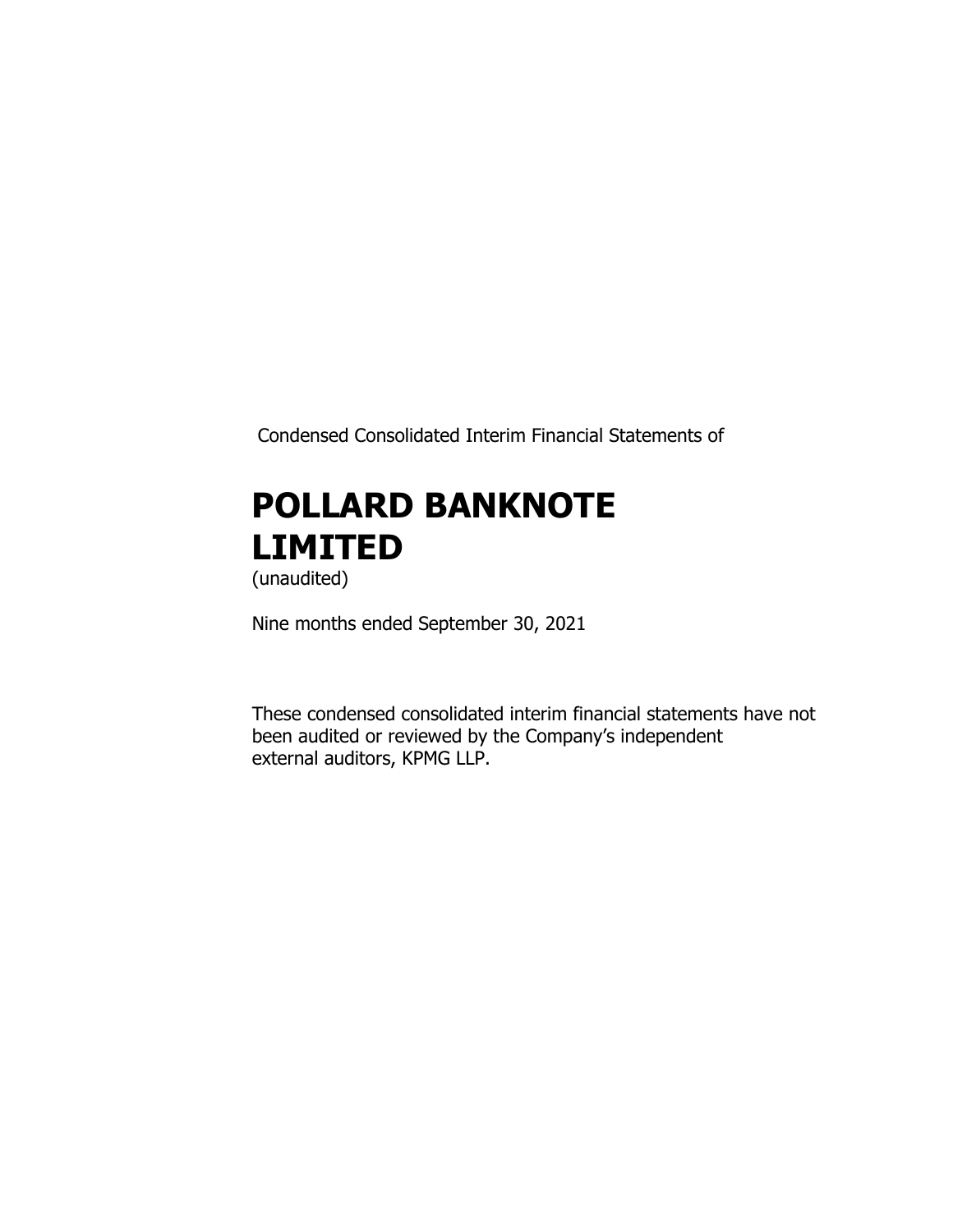Condensed Consolidated Interim Financial Statements of

# POLLARD BANKNOTE LIMITED

(unaudited)

Nine months ended September 30, 2021

These condensed consolidated interim financial statements have not been audited or reviewed by the Company's independent external auditors, KPMG LLP.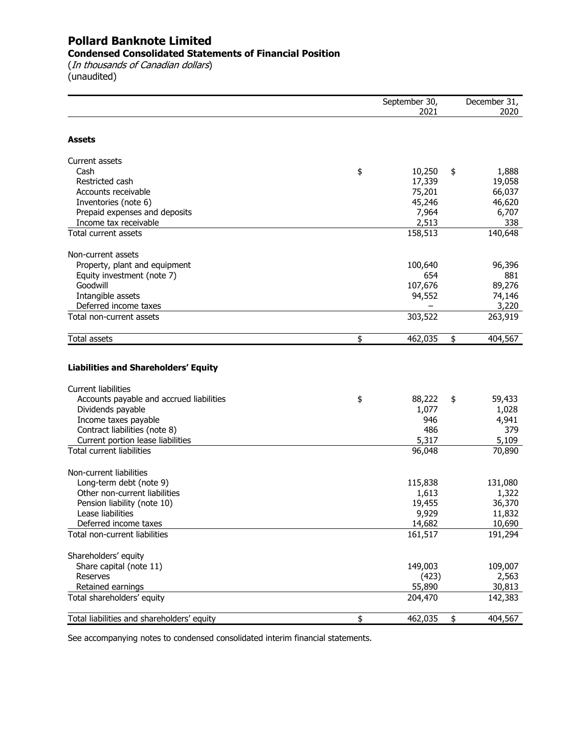# Pollard Banknote Limited

## Condensed Consolidated Statements of Financial Position

(*In thousands of Canadian dollars*)
(unaudited)

| | September 30, 2021 | December 31, 2020 |
|---|---|---|
| **Assets** | | |
| Current assets | | |
| Cash | $ 10,250 | $ 1,888 |
| Restricted cash | 17,339 | 19,058 |
| Accounts receivable | 75,201 | 66,037 |
| Inventories (note 6) | 45,246 | 46,620 |
| Prepaid expenses and deposits | 7,964 | 6,707 |
| Income tax receivable | 2,513 | 338 |
| Total current assets | 158,513 | 140,648 |
| Non-current assets | | |
| Property, plant and equipment | 100,640 | 96,396 |
| Equity investment (note 7) | 654 | 881 |
| Goodwill | 107,676 | 89,276 |
| Intangible assets | 94,552 | 74,146 |
| Deferred income taxes | – | 3,220 |
| Total non-current assets | 303,522 | 263,919 |
| Total assets | $ 462,035 | $ 404,567 |
| **Liabilities and Shareholders' Equity** | | |
| Current liabilities | | |
| Accounts payable and accrued liabilities | $ 88,222 | $ 59,433 |
| Dividends payable | 1,077 | 1,028 |
| Income taxes payable | 946 | 4,941 |
| Contract liabilities (note 8) | 486 | 379 |
| Current portion lease liabilities | 5,317 | 5,109 |
| Total current liabilities | 96,048 | 70,890 |
| Non-current liabilities | | |
| Long-term debt (note 9) | 115,838 | 131,080 |
| Other non-current liabilities | 1,613 | 1,322 |
| Pension liability (note 10) | 19,455 | 36,370 |
| Lease liabilities | 9,929 | 11,832 |
| Deferred income taxes | 14,682 | 10,690 |
| Total non-current liabilities | 161,517 | 191,294 |
| Shareholders' equity | | |
| Share capital (note 11) | 149,003 | 109,007 |
| Reserves | (423) | 2,563 |
| Retained earnings | 55,890 | 30,813 |
| Total shareholders' equity | 204,470 | 142,383 |
| Total liabilities and shareholders' equity | $ 462,035 | $ 404,567 |

See accompanying notes to condensed consolidated interim financial statements.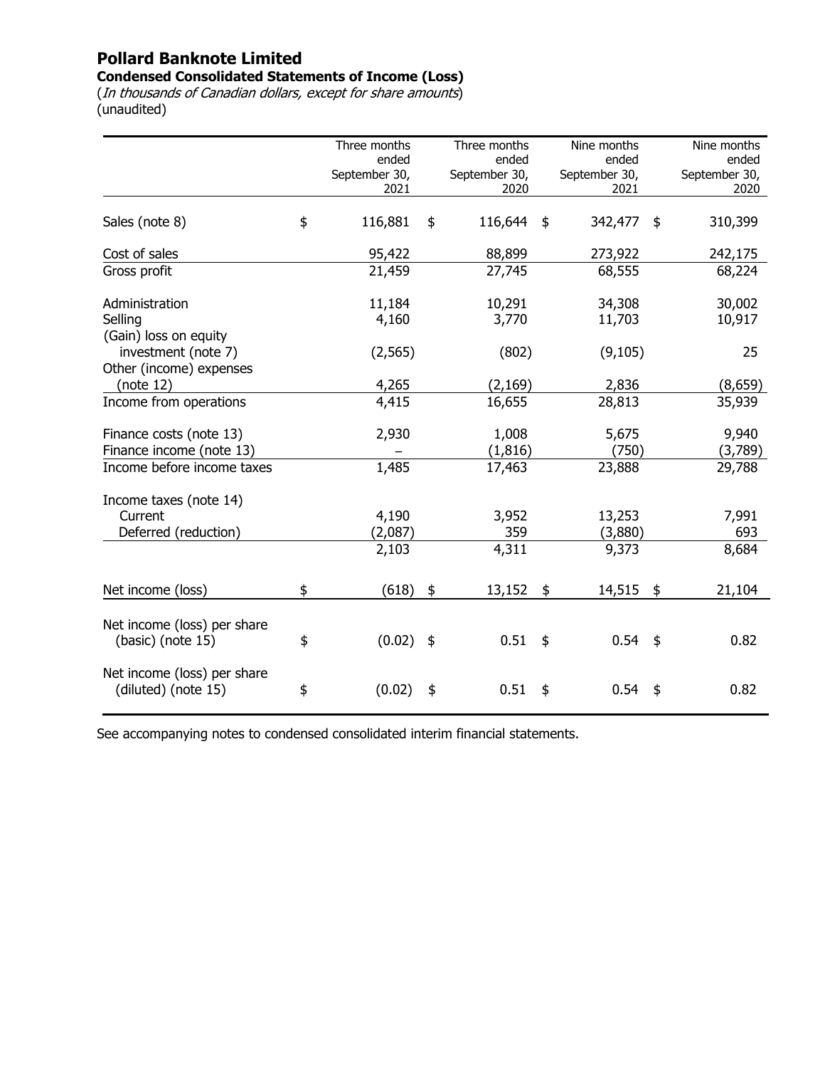# Pollard Banknote Limited

**Condensed Consolidated Statements of Income (Loss)**

(*In thousands of Canadian dollars, except for share amounts*)
(unaudited)

| | Three months ended September 30, 2021 | Three months ended September 30, 2020 | Nine months ended September 30, 2021 | Nine months ended September 30, 2020 |
|---|---|---|---|---|
| Sales (note 8) | $ 116,881 | $ 116,644 | $ 342,477 | $ 310,399 |
| Cost of sales | 95,422 | 88,899 | 273,922 | 242,175 |
| Gross profit | 21,459 | 27,745 | 68,555 | 68,224 |
| Administration | 11,184 | 10,291 | 34,308 | 30,002 |
| Selling | 4,160 | 3,770 | 11,703 | 10,917 |
| (Gain) loss on equity investment (note 7) | (2,565) | (802) | (9,105) | 25 |
| Other (income) expenses (note 12) | 4,265 | (2,169) | 2,836 | (8,659) |
| Income from operations | 4,415 | 16,655 | 28,813 | 35,939 |
| Finance costs (note 13) | 2,930 | 1,008 | 5,675 | 9,940 |
| Finance income (note 13) | – | (1,816) | (750) | (3,789) |
| Income before income taxes | 1,485 | 17,463 | 23,888 | 29,788 |
| Income taxes (note 14) | | | | |
| Current | 4,190 | 3,952 | 13,253 | 7,991 |
| Deferred (reduction) | (2,087) | 359 | (3,880) | 693 |
| | 2,103 | 4,311 | 9,373 | 8,684 |
| Net income (loss) | $ (618) | $ 13,152 | $ 14,515 | $ 21,104 |
| Net income (loss) per share (basic) (note 15) | $ (0.02) | $ 0.51 | $ 0.54 | $ 0.82 |
| Net income (loss) per share (diluted) (note 15) | $ (0.02) | $ 0.51 | $ 0.54 | $ 0.82 |

See accompanying notes to condensed consolidated interim financial statements.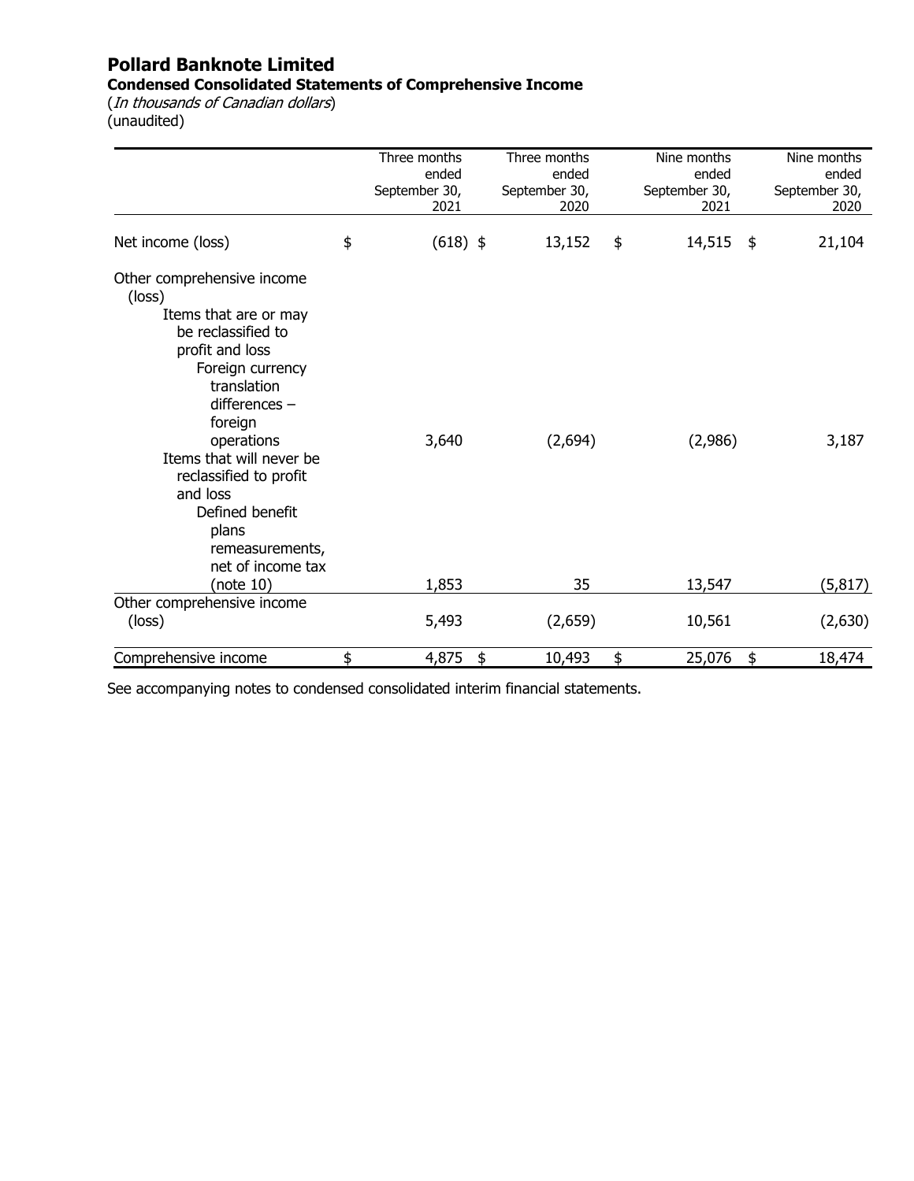# Pollard Banknote Limited

## Condensed Consolidated Statements of Comprehensive Income

(*In thousands of Canadian dollars*)
(unaudited)

| | Three months ended September 30, 2021 | Three months ended September 30, 2020 | Nine months ended September 30, 2021 | Nine months ended September 30, 2020 |
|---|---|---|---|---|
| Net income (loss) | $ (618) | $ 13,152 | $ 14,515 | $ 21,104 |
| Other comprehensive income (loss) | | | | |
| Items that are or may be reclassified to profit and loss | | | | |
| Foreign currency translation differences – foreign operations | 3,640 | (2,694) | (2,986) | 3,187 |
| Items that will never be reclassified to profit and loss | | | | |
| Defined benefit plans remeasurements, net of income tax (note 10) | 1,853 | 35 | 13,547 | (5,817) |
| Other comprehensive income (loss) | 5,493 | (2,659) | 10,561 | (2,630) |
| Comprehensive income | $ 4,875 | $ 10,493 | $ 25,076 | $ 18,474 |

See accompanying notes to condensed consolidated interim financial statements.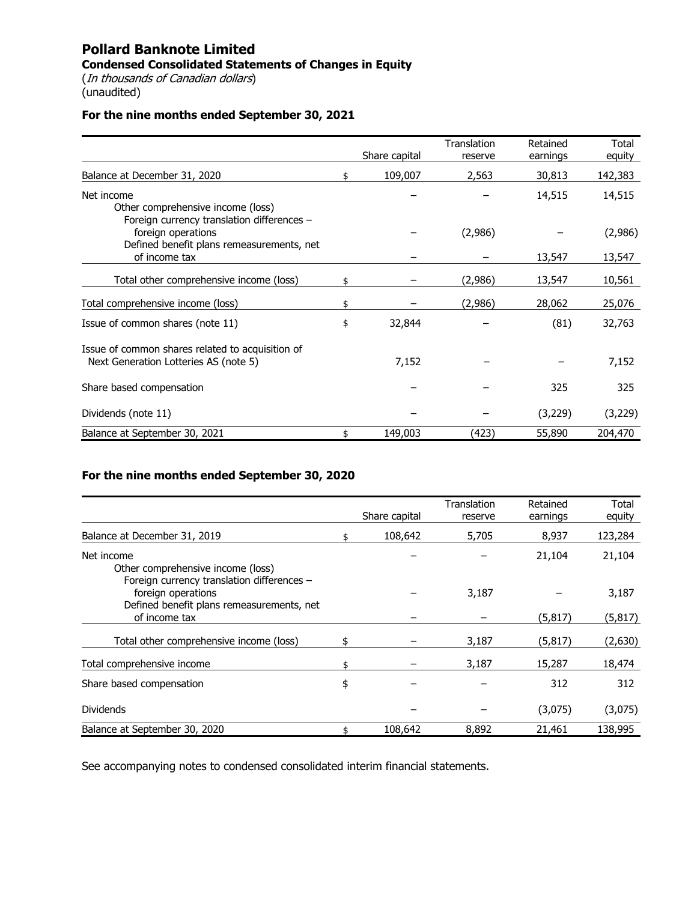# Pollard Banknote Limited

**Condensed Consolidated Statements of Changes in Equity**

(*In thousands of Canadian dollars*)
(unaudited)

### For the nine months ended September 30, 2021

| | Share capital | Translation reserve | Retained earnings | Total equity |
|---|---|---|---|---|
| Balance at December 31, 2020 | $ 109,007 | 2,563 | 30,813 | 142,383 |
| Net income | – | – | 14,515 | 14,515 |
| Other comprehensive income (loss) | | | | |
| Foreign currency translation differences – foreign operations | – | (2,986) | – | (2,986) |
| Defined benefit plans remeasurements, net of income tax | – | – | 13,547 | 13,547 |
| Total other comprehensive income (loss) | $ – | (2,986) | 13,547 | 10,561 |
| Total comprehensive income (loss) | $ – | (2,986) | 28,062 | 25,076 |
| Issue of common shares (note 11) | $ 32,844 | – | (81) | 32,763 |
| Issue of common shares related to acquisition of Next Generation Lotteries AS (note 5) | 7,152 | – | – | 7,152 |
| Share based compensation | – | – | 325 | 325 |
| Dividends (note 11) | – | – | (3,229) | (3,229) |
| Balance at September 30, 2021 | $ 149,003 | (423) | 55,890 | 204,470 |

### For the nine months ended September 30, 2020

| | Share capital | Translation reserve | Retained earnings | Total equity |
|---|---|---|---|---|
| Balance at December 31, 2019 | $ 108,642 | 5,705 | 8,937 | 123,284 |
| Net income | – | – | 21,104 | 21,104 |
| Other comprehensive income (loss) | | | | |
| Foreign currency translation differences – foreign operations | – | 3,187 | – | 3,187 |
| Defined benefit plans remeasurements, net of income tax | – | – | (5,817) | (5,817) |
| Total other comprehensive income (loss) | $ – | 3,187 | (5,817) | (2,630) |
| Total comprehensive income | $ – | 3,187 | 15,287 | 18,474 |
| Share based compensation | $ – | – | 312 | 312 |
| Dividends | – | – | (3,075) | (3,075) |
| Balance at September 30, 2020 | $ 108,642 | 8,892 | 21,461 | 138,995 |

See accompanying notes to condensed consolidated interim financial statements.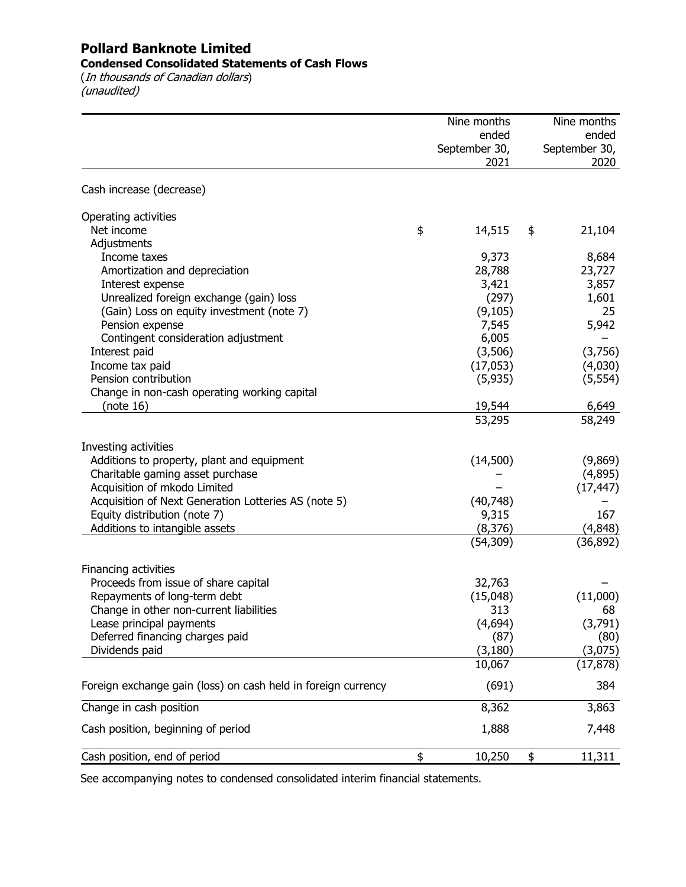# Pollard Banknote Limited

**Condensed Consolidated Statements of Cash Flows**

(*In thousands of Canadian dollars*)
*(unaudited)*

| | Nine months ended September 30, 2021 | Nine months ended September 30, 2020 |
|---|---|---|
| Cash increase (decrease) | | |
| **Operating activities** | | |
| Net income | $ 14,515 | $ 21,104 |
| Adjustments | | |
| Income taxes | 9,373 | 8,684 |
| Amortization and depreciation | 28,788 | 23,727 |
| Interest expense | 3,421 | 3,857 |
| Unrealized foreign exchange (gain) loss | (297) | 1,601 |
| (Gain) Loss on equity investment (note 7) | (9,105) | 25 |
| Pension expense | 7,545 | 5,942 |
| Contingent consideration adjustment | 6,005 | – |
| Interest paid | (3,506) | (3,756) |
| Income tax paid | (17,053) | (4,030) |
| Pension contribution | (5,935) | (5,554) |
| Change in non-cash operating working capital (note 16) | 19,544 | 6,649 |
| | 53,295 | 58,249 |
| **Investing activities** | | |
| Additions to property, plant and equipment | (14,500) | (9,869) |
| Charitable gaming asset purchase | – | (4,895) |
| Acquisition of mkodo Limited | – | (17,447) |
| Acquisition of Next Generation Lotteries AS (note 5) | (40,748) | – |
| Equity distribution (note 7) | 9,315 | 167 |
| Additions to intangible assets | (8,376) | (4,848) |
| | (54,309) | (36,892) |
| **Financing activities** | | |
| Proceeds from issue of share capital | 32,763 | – |
| Repayments of long-term debt | (15,048) | (11,000) |
| Change in other non-current liabilities | 313 | 68 |
| Lease principal payments | (4,694) | (3,791) |
| Deferred financing charges paid | (87) | (80) |
| Dividends paid | (3,180) | (3,075) |
| | 10,067 | (17,878) |
| Foreign exchange gain (loss) on cash held in foreign currency | (691) | 384 |
| Change in cash position | 8,362 | 3,863 |
| Cash position, beginning of period | 1,888 | 7,448 |
| Cash position, end of period | $ 10,250 | $ 11,311 |

See accompanying notes to condensed consolidated interim financial statements.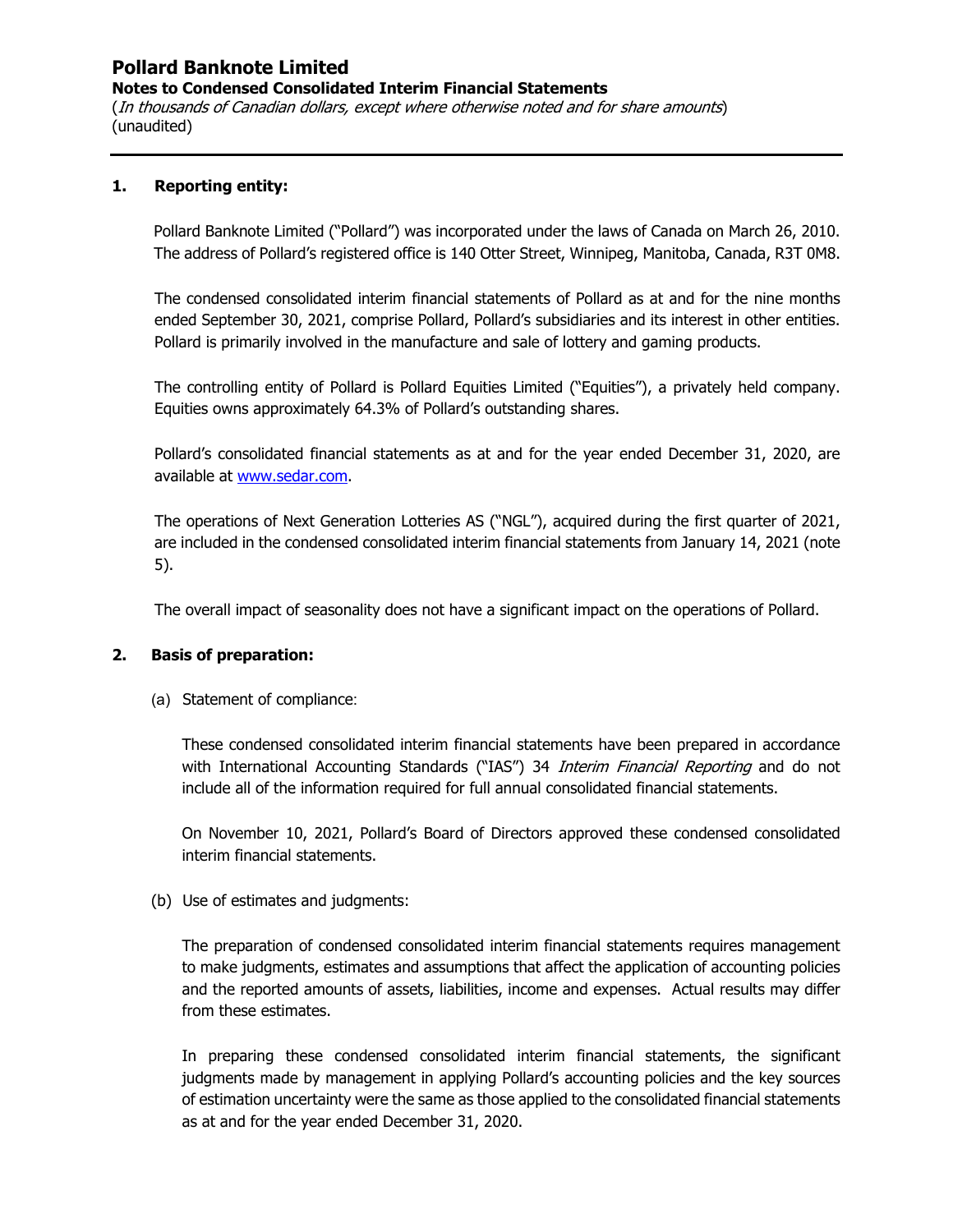## 1. Reporting entity:

Pollard Banknote Limited ("Pollard") was incorporated under the laws of Canada on March 26, 2010. The address of Pollard's registered office is 140 Otter Street, Winnipeg, Manitoba, Canada, R3T 0M8.

The condensed consolidated interim financial statements of Pollard as at and for the nine months ended September 30, 2021, comprise Pollard, Pollard's subsidiaries and its interest in other entities. Pollard is primarily involved in the manufacture and sale of lottery and gaming products.

The controlling entity of Pollard is Pollard Equities Limited ("Equities"), a privately held company. Equities owns approximately 64.3% of Pollard's outstanding shares.

Pollard's consolidated financial statements as at and for the year ended December 31, 2020, are available at www.sedar.com.

The operations of Next Generation Lotteries AS ("NGL"), acquired during the first quarter of 2021, are included in the condensed consolidated interim financial statements from January 14, 2021 (note 5).

The overall impact of seasonality does not have a significant impact on the operations of Pollard.

## 2. Basis of preparation:

(a) Statement of compliance:

These condensed consolidated interim financial statements have been prepared in accordance with International Accounting Standards ("IAS") 34 *Interim Financial Reporting* and do not include all of the information required for full annual consolidated financial statements.

On November 10, 2021, Pollard's Board of Directors approved these condensed consolidated interim financial statements.

(b) Use of estimates and judgments:

The preparation of condensed consolidated interim financial statements requires management to make judgments, estimates and assumptions that affect the application of accounting policies and the reported amounts of assets, liabilities, income and expenses. Actual results may differ from these estimates.

In preparing these condensed consolidated interim financial statements, the significant judgments made by management in applying Pollard's accounting policies and the key sources of estimation uncertainty were the same as those applied to the consolidated financial statements as at and for the year ended December 31, 2020.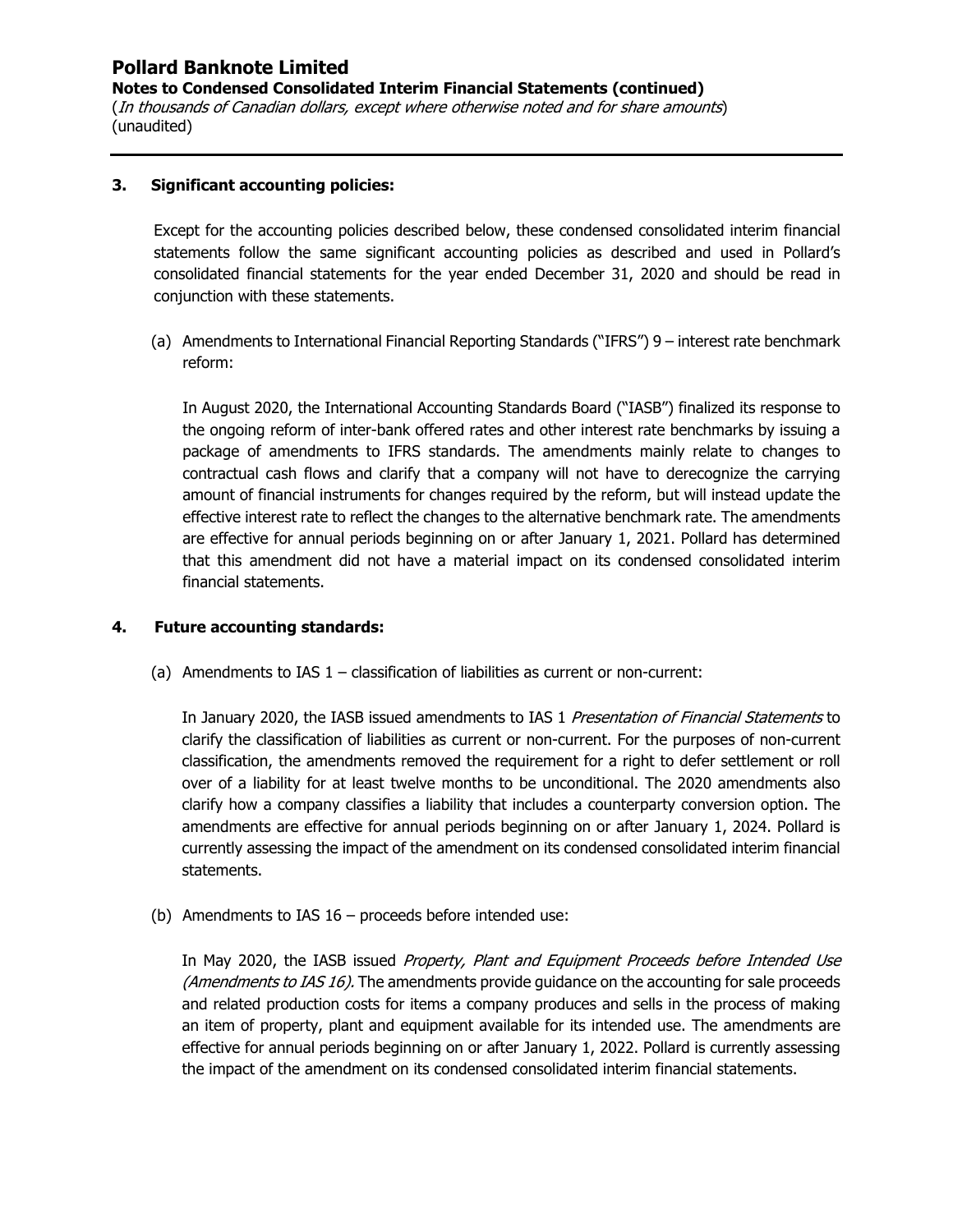## 3. Significant accounting policies:

Except for the accounting policies described below, these condensed consolidated interim financial statements follow the same significant accounting policies as described and used in Pollard's consolidated financial statements for the year ended December 31, 2020 and should be read in conjunction with these statements.

(a) Amendments to International Financial Reporting Standards ("IFRS") 9 – interest rate benchmark reform:

In August 2020, the International Accounting Standards Board ("IASB") finalized its response to the ongoing reform of inter-bank offered rates and other interest rate benchmarks by issuing a package of amendments to IFRS standards. The amendments mainly relate to changes to contractual cash flows and clarify that a company will not have to derecognize the carrying amount of financial instruments for changes required by the reform, but will instead update the effective interest rate to reflect the changes to the alternative benchmark rate. The amendments are effective for annual periods beginning on or after January 1, 2021. Pollard has determined that this amendment did not have a material impact on its condensed consolidated interim financial statements.

## 4. Future accounting standards:

(a) Amendments to IAS 1 – classification of liabilities as current or non-current:

In January 2020, the IASB issued amendments to IAS 1 *Presentation of Financial Statements* to clarify the classification of liabilities as current or non-current. For the purposes of non-current classification, the amendments removed the requirement for a right to defer settlement or roll over of a liability for at least twelve months to be unconditional. The 2020 amendments also clarify how a company classifies a liability that includes a counterparty conversion option. The amendments are effective for annual periods beginning on or after January 1, 2024. Pollard is currently assessing the impact of the amendment on its condensed consolidated interim financial statements.

(b) Amendments to IAS 16 – proceeds before intended use:

In May 2020, the IASB issued *Property, Plant and Equipment Proceeds before Intended Use (Amendments to IAS 16).* The amendments provide guidance on the accounting for sale proceeds and related production costs for items a company produces and sells in the process of making an item of property, plant and equipment available for its intended use. The amendments are effective for annual periods beginning on or after January 1, 2022. Pollard is currently assessing the impact of the amendment on its condensed consolidated interim financial statements.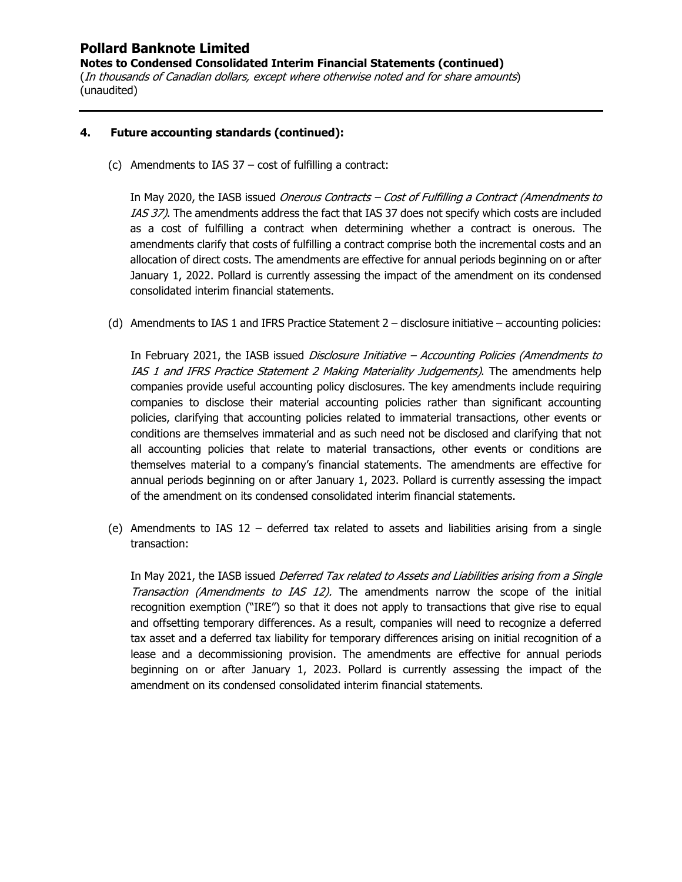## 4. Future accounting standards (continued):

(c) Amendments to IAS 37 – cost of fulfilling a contract:

In May 2020, the IASB issued *Onerous Contracts – Cost of Fulfilling a Contract (Amendments to IAS 37)*. The amendments address the fact that IAS 37 does not specify which costs are included as a cost of fulfilling a contract when determining whether a contract is onerous. The amendments clarify that costs of fulfilling a contract comprise both the incremental costs and an allocation of direct costs. The amendments are effective for annual periods beginning on or after January 1, 2022. Pollard is currently assessing the impact of the amendment on its condensed consolidated interim financial statements.

(d) Amendments to IAS 1 and IFRS Practice Statement 2 – disclosure initiative – accounting policies:

In February 2021, the IASB issued *Disclosure Initiative – Accounting Policies (Amendments to IAS 1 and IFRS Practice Statement 2 Making Materiality Judgements)*. The amendments help companies provide useful accounting policy disclosures. The key amendments include requiring companies to disclose their material accounting policies rather than significant accounting policies, clarifying that accounting policies related to immaterial transactions, other events or conditions are themselves immaterial and as such need not be disclosed and clarifying that not all accounting policies that relate to material transactions, other events or conditions are themselves material to a company's financial statements. The amendments are effective for annual periods beginning on or after January 1, 2023. Pollard is currently assessing the impact of the amendment on its condensed consolidated interim financial statements.

(e) Amendments to IAS 12 – deferred tax related to assets and liabilities arising from a single transaction:

In May 2021, the IASB issued *Deferred Tax related to Assets and Liabilities arising from a Single Transaction (Amendments to IAS 12).* The amendments narrow the scope of the initial recognition exemption ("IRE") so that it does not apply to transactions that give rise to equal and offsetting temporary differences. As a result, companies will need to recognize a deferred tax asset and a deferred tax liability for temporary differences arising on initial recognition of a lease and a decommissioning provision. The amendments are effective for annual periods beginning on or after January 1, 2023. Pollard is currently assessing the impact of the amendment on its condensed consolidated interim financial statements.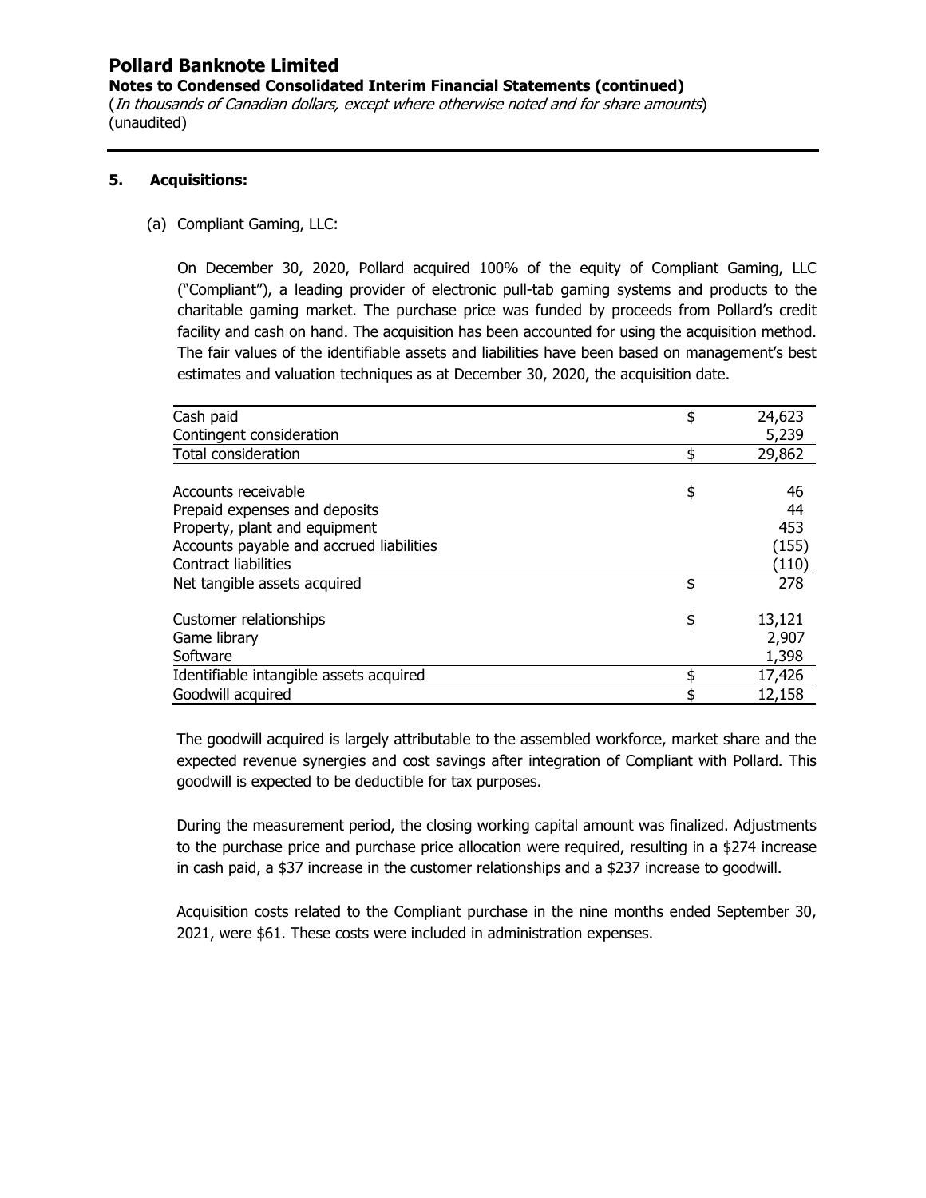## 5. Acquisitions:

(a) Compliant Gaming, LLC:

On December 30, 2020, Pollard acquired 100% of the equity of Compliant Gaming, LLC ("Compliant"), a leading provider of electronic pull-tab gaming systems and products to the charitable gaming market. The purchase price was funded by proceeds from Pollard's credit facility and cash on hand. The acquisition has been accounted for using the acquisition method. The fair values of the identifiable assets and liabilities have been based on management's best estimates and valuation techniques as at December 30, 2020, the acquisition date.

| | | |
|---|---|---|
| Cash paid | $ | 24,623 |
| Contingent consideration | | 5,239 |
| Total consideration | $ | 29,862 |
| | | |
| Accounts receivable | $ | 46 |
| Prepaid expenses and deposits | | 44 |
| Property, plant and equipment | | 453 |
| Accounts payable and accrued liabilities | | (155) |
| Contract liabilities | | (110) |
| Net tangible assets acquired | $ | 278 |
| | | |
| Customer relationships | $ | 13,121 |
| Game library | | 2,907 |
| Software | | 1,398 |
| Identifiable intangible assets acquired | $ | 17,426 |
| Goodwill acquired | $ | 12,158 |

The goodwill acquired is largely attributable to the assembled workforce, market share and the expected revenue synergies and cost savings after integration of Compliant with Pollard. This goodwill is expected to be deductible for tax purposes.

During the measurement period, the closing working capital amount was finalized. Adjustments to the purchase price and purchase price allocation were required, resulting in a $274 increase in cash paid, a $37 increase in the customer relationships and a $237 increase to goodwill.

Acquisition costs related to the Compliant purchase in the nine months ended September 30, 2021, were $61. These costs were included in administration expenses.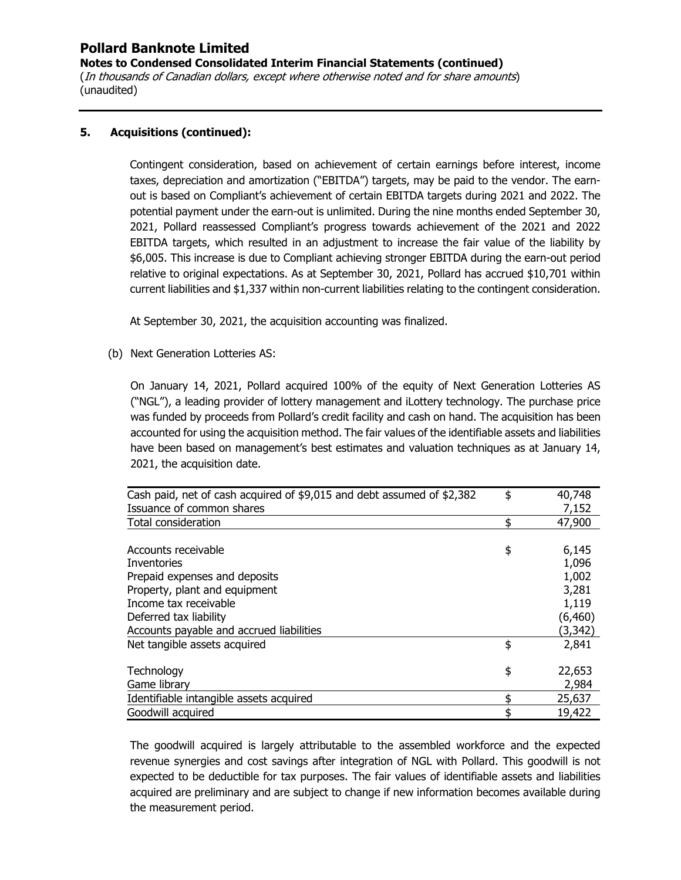## 5. Acquisitions (continued):

Contingent consideration, based on achievement of certain earnings before interest, income taxes, depreciation and amortization ("EBITDA") targets, may be paid to the vendor. The earn-out is based on Compliant's achievement of certain EBITDA targets during 2021 and 2022. The potential payment under the earn-out is unlimited. During the nine months ended September 30, 2021, Pollard reassessed Compliant's progress towards achievement of the 2021 and 2022 EBITDA targets, which resulted in an adjustment to increase the fair value of the liability by $6,005. This increase is due to Compliant achieving stronger EBITDA during the earn-out period relative to original expectations. As at September 30, 2021, Pollard has accrued $10,701 within current liabilities and $1,337 within non-current liabilities relating to the contingent consideration.

At September 30, 2021, the acquisition accounting was finalized.

(b) Next Generation Lotteries AS:

On January 14, 2021, Pollard acquired 100% of the equity of Next Generation Lotteries AS ("NGL"), a leading provider of lottery management and iLottery technology. The purchase price was funded by proceeds from Pollard's credit facility and cash on hand. The acquisition has been accounted for using the acquisition method. The fair values of the identifiable assets and liabilities have been based on management's best estimates and valuation techniques as at January 14, 2021, the acquisition date.

| | | |
|---|---|---|
| Cash paid, net of cash acquired of $9,015 and debt assumed of $2,382 | $ | 40,748 |
| Issuance of common shares | | 7,152 |
| Total consideration | $ | 47,900 |
| | | |
| Accounts receivable | $ | 6,145 |
| Inventories | | 1,096 |
| Prepaid expenses and deposits | | 1,002 |
| Property, plant and equipment | | 3,281 |
| Income tax receivable | | 1,119 |
| Deferred tax liability | | (6,460) |
| Accounts payable and accrued liabilities | | (3,342) |
| Net tangible assets acquired | $ | 2,841 |
| | | |
| Technology | $ | 22,653 |
| Game library | | 2,984 |
| Identifiable intangible assets acquired | $ | 25,637 |
| Goodwill acquired | $ | 19,422 |

The goodwill acquired is largely attributable to the assembled workforce and the expected revenue synergies and cost savings after integration of NGL with Pollard. This goodwill is not expected to be deductible for tax purposes. The fair values of identifiable assets and liabilities acquired are preliminary and are subject to change if new information becomes available during the measurement period.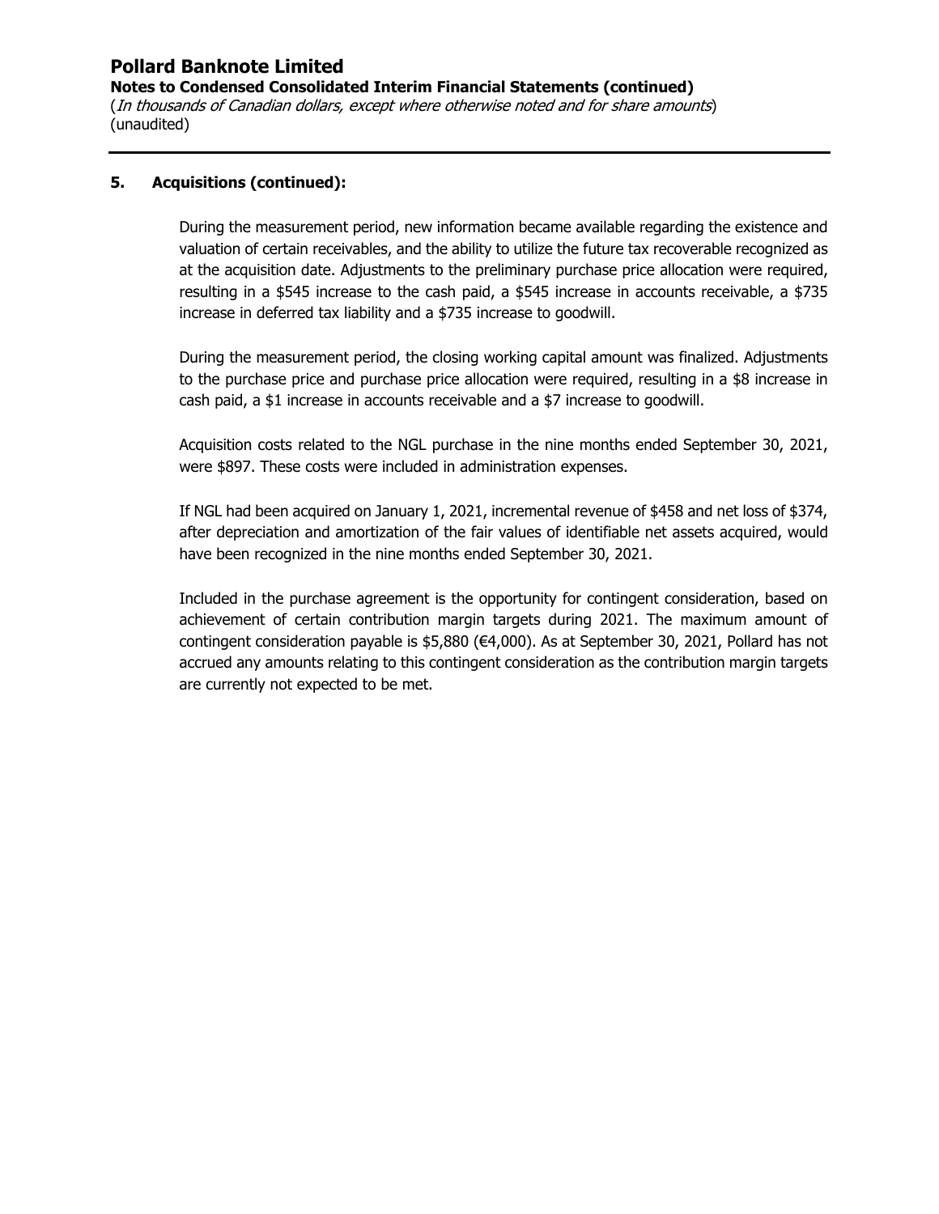## 5. Acquisitions (continued):

During the measurement period, new information became available regarding the existence and valuation of certain receivables, and the ability to utilize the future tax recoverable recognized as at the acquisition date. Adjustments to the preliminary purchase price allocation were required, resulting in a $545 increase to the cash paid, a $545 increase in accounts receivable, a $735 increase in deferred tax liability and a $735 increase to goodwill.

During the measurement period, the closing working capital amount was finalized. Adjustments to the purchase price and purchase price allocation were required, resulting in a $8 increase in cash paid, a $1 increase in accounts receivable and a $7 increase to goodwill.

Acquisition costs related to the NGL purchase in the nine months ended September 30, 2021, were $897. These costs were included in administration expenses.

If NGL had been acquired on January 1, 2021, incremental revenue of $458 and net loss of $374, after depreciation and amortization of the fair values of identifiable net assets acquired, would have been recognized in the nine months ended September 30, 2021.

Included in the purchase agreement is the opportunity for contingent consideration, based on achievement of certain contribution margin targets during 2021. The maximum amount of contingent consideration payable is $5,880 (€4,000). As at September 30, 2021, Pollard has not accrued any amounts relating to this contingent consideration as the contribution margin targets are currently not expected to be met.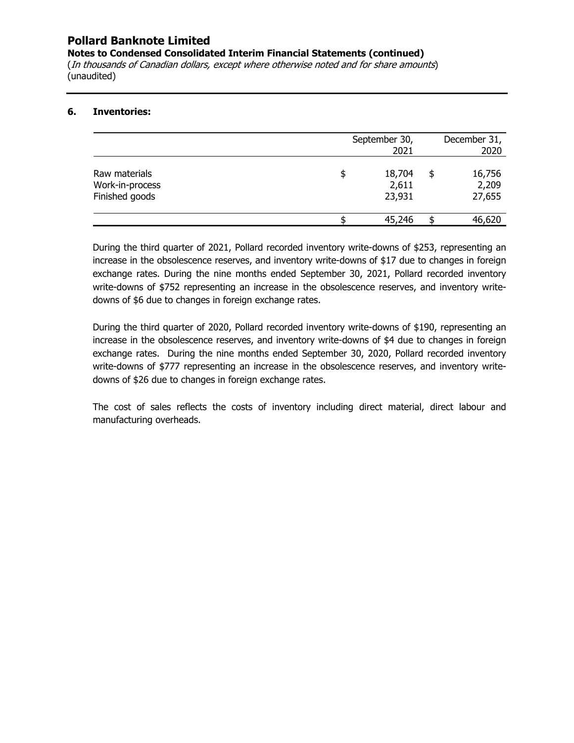# Pollard Banknote Limited

**Notes to Condensed Consolidated Interim Financial Statements (continued)**

(*In thousands of Canadian dollars, except where otherwise noted and for share amounts*)
(unaudited)

## 6. Inventories:

| | September 30, 2021 | December 31, 2020 |
|---|---|---|
| Raw materials | $ 18,704 | $ 16,756 |
| Work-in-process | 2,611 | 2,209 |
| Finished goods | 23,931 | 27,655 |
| | $ 45,246 | $ 46,620 |

During the third quarter of 2021, Pollard recorded inventory write-downs of $253, representing an increase in the obsolescence reserves, and inventory write-downs of $17 due to changes in foreign exchange rates. During the nine months ended September 30, 2021, Pollard recorded inventory write-downs of $752 representing an increase in the obsolescence reserves, and inventory write-downs of $6 due to changes in foreign exchange rates.

During the third quarter of 2020, Pollard recorded inventory write-downs of $190, representing an increase in the obsolescence reserves, and inventory write-downs of $4 due to changes in foreign exchange rates. During the nine months ended September 30, 2020, Pollard recorded inventory write-downs of $777 representing an increase in the obsolescence reserves, and inventory write-downs of $26 due to changes in foreign exchange rates.

The cost of sales reflects the costs of inventory including direct material, direct labour and manufacturing overheads.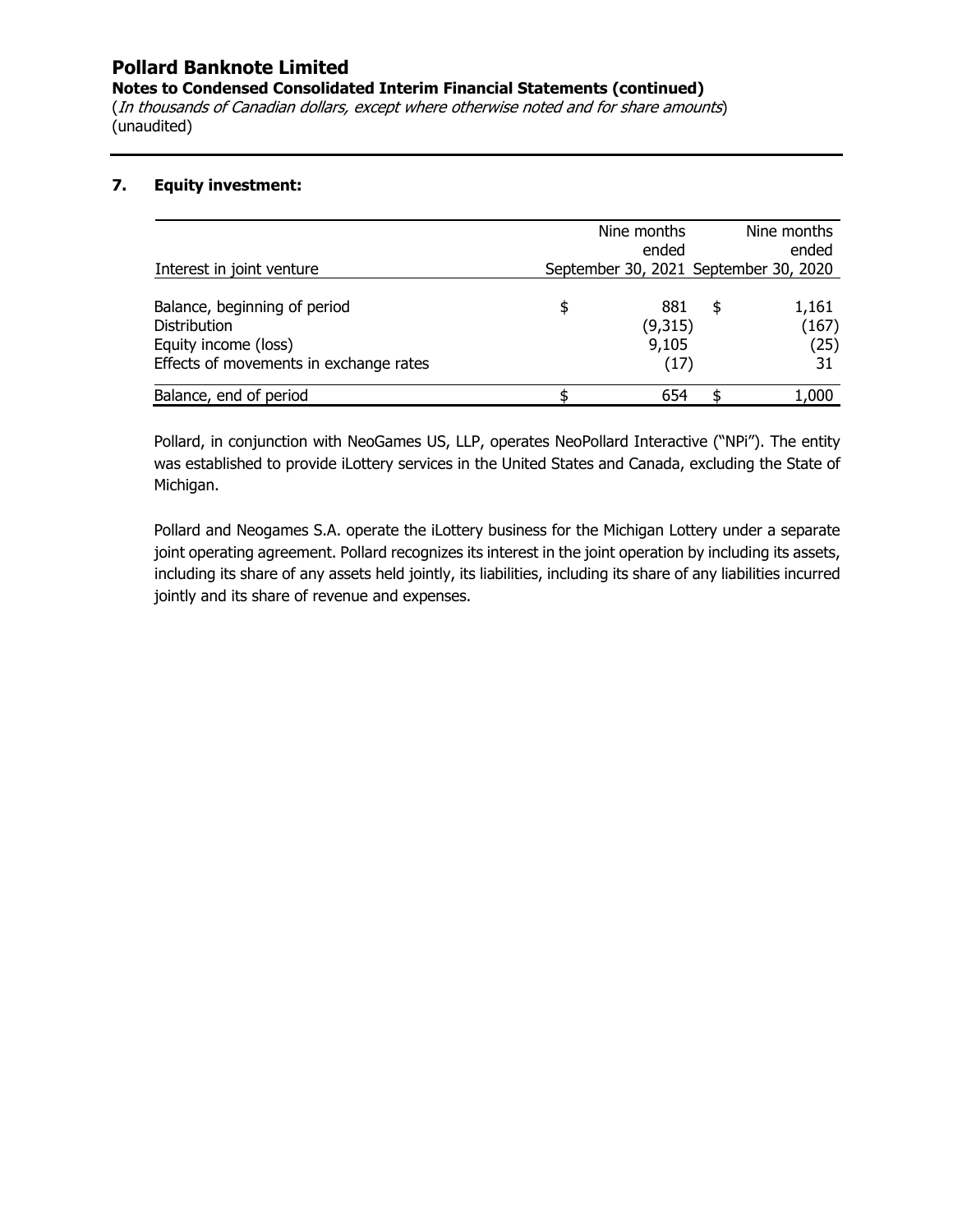# Pollard Banknote Limited

**Notes to Condensed Consolidated Interim Financial Statements (continued)**

(*In thousands of Canadian dollars, except where otherwise noted and for share amounts*)
(unaudited)

## 7. Equity investment:

| Interest in joint venture | Nine months ended September 30, 2021 | Nine months ended September 30, 2020 |
|---|---|---|
| Balance, beginning of period | $ 881 | $ 1,161 |
| Distribution | (9,315) | (167) |
| Equity income (loss) | 9,105 | (25) |
| Effects of movements in exchange rates | (17) | 31 |
| Balance, end of period | $ 654 | $ 1,000 |

Pollard, in conjunction with NeoGames US, LLP, operates NeoPollard Interactive ("NPi"). The entity was established to provide iLottery services in the United States and Canada, excluding the State of Michigan.

Pollard and Neogames S.A. operate the iLottery business for the Michigan Lottery under a separate joint operating agreement. Pollard recognizes its interest in the joint operation by including its assets, including its share of any assets held jointly, its liabilities, including its share of any liabilities incurred jointly and its share of revenue and expenses.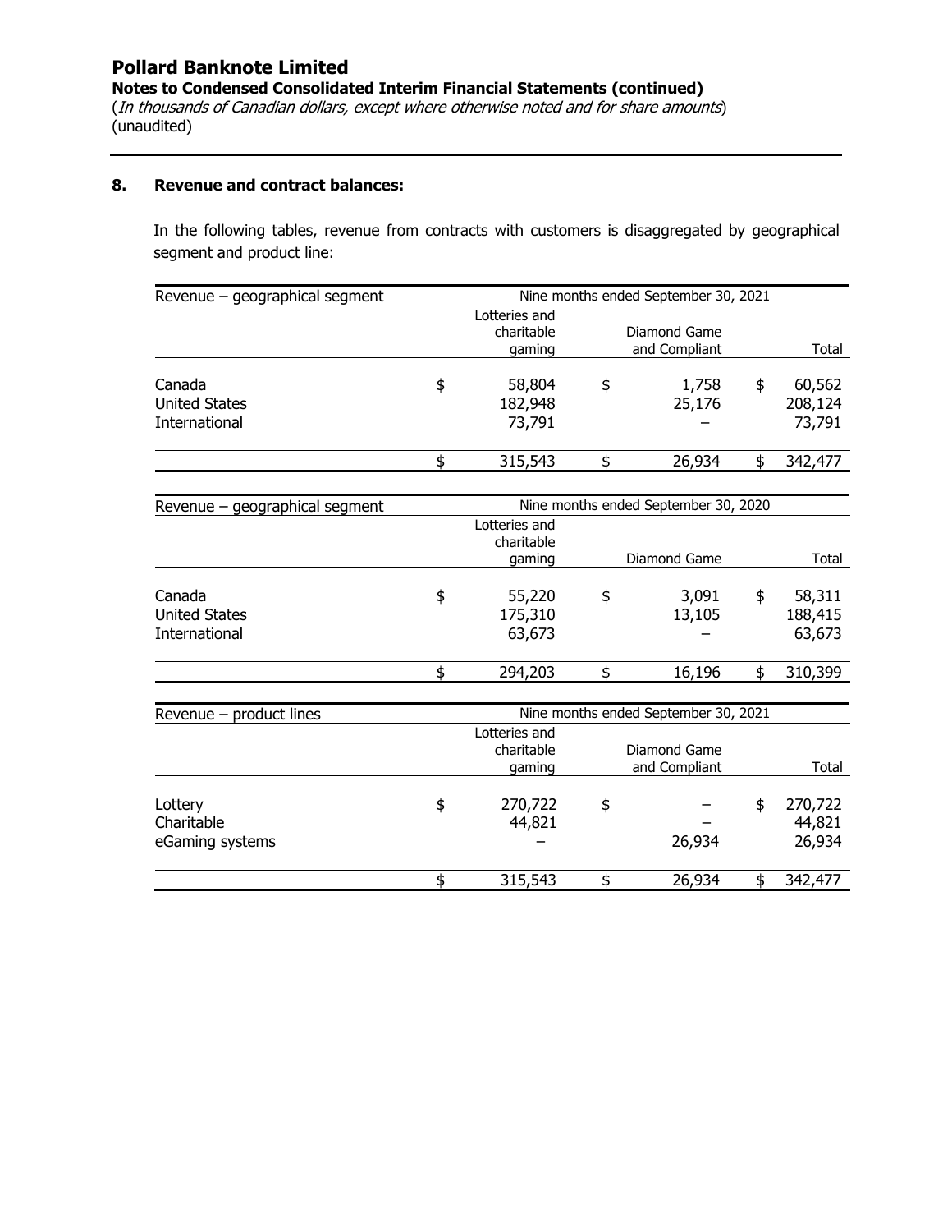**Pollard Banknote Limited**

**Notes to Condensed Consolidated Interim Financial Statements (continued)**

(*In thousands of Canadian dollars, except where otherwise noted and for share amounts*)
(unaudited)

### 8. Revenue and contract balances:

In the following tables, revenue from contracts with customers is disaggregated by geographical segment and product line:

| Revenue – geographical segment | Nine months ended September 30, 2021 | | |
|---|---|---|---|
| | Lotteries and charitable gaming | Diamond Game and Compliant | Total |
| Canada | $ 58,804 | $ 1,758 | $ 60,562 |
| United States | 182,948 | 25,176 | 208,124 |
| International | 73,791 | – | 73,791 |
| | $ 315,543 | $ 26,934 | $ 342,477 |

| Revenue – geographical segment | Nine months ended September 30, 2020 | | |
|---|---|---|---|
| | Lotteries and charitable gaming | Diamond Game | Total |
| Canada | $ 55,220 | $ 3,091 | $ 58,311 |
| United States | 175,310 | 13,105 | 188,415 |
| International | 63,673 | – | 63,673 |
| | $ 294,203 | $ 16,196 | $ 310,399 |

| Revenue – product lines | Nine months ended September 30, 2021 | | |
|---|---|---|---|
| | Lotteries and charitable gaming | Diamond Game and Compliant | Total |
| Lottery | $ 270,722 | $ – | $ 270,722 |
| Charitable | 44,821 | – | 44,821 |
| eGaming systems | – | 26,934 | 26,934 |
| | $ 315,543 | $ 26,934 | $ 342,477 |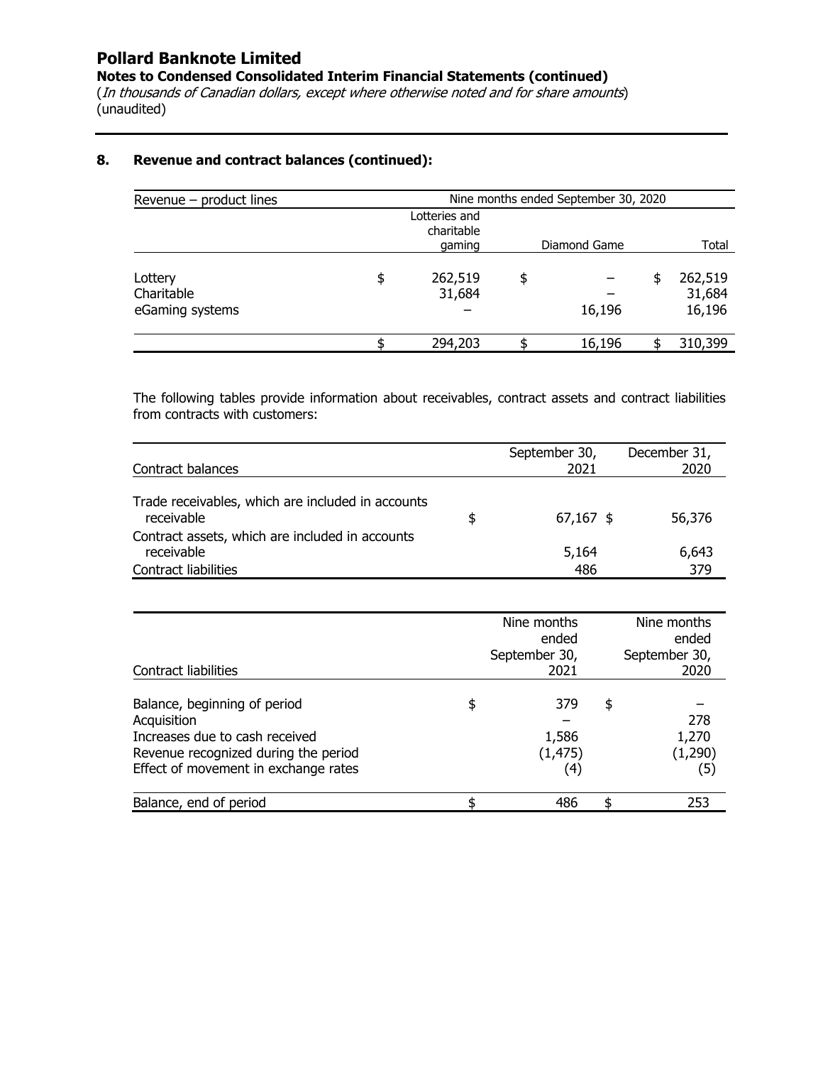# Pollard Banknote Limited

**Notes to Condensed Consolidated Interim Financial Statements (continued)**

(*In thousands of Canadian dollars, except where otherwise noted and for share amounts*)
(unaudited)

## 8. Revenue and contract balances (continued):

| Revenue – product lines | Nine months ended September 30, 2020 | | |
|---|---|---|---|
| | Lotteries and charitable gaming | Diamond Game | Total |
| Lottery | $ 262,519 | $ – | $ 262,519 |
| Charitable | 31,684 | – | 31,684 |
| eGaming systems | – | 16,196 | 16,196 |
| | $ 294,203 | $ 16,196 | $ 310,399 |

The following tables provide information about receivables, contract assets and contract liabilities from contracts with customers:

| Contract balances | September 30, 2021 | December 31, 2020 |
|---|---|---|
| Trade receivables, which are included in accounts receivable | $ 67,167 | $ 56,376 |
| Contract assets, which are included in accounts receivable | 5,164 | 6,643 |
| Contract liabilities | 486 | 379 |

| Contract liabilities | Nine months ended September 30, 2021 | Nine months ended September 30, 2020 |
|---|---|---|
| Balance, beginning of period | $ 379 | $ – |
| Acquisition | – | 278 |
| Increases due to cash received | 1,586 | 1,270 |
| Revenue recognized during the period | (1,475) | (1,290) |
| Effect of movement in exchange rates | (4) | (5) |
| Balance, end of period | $ 486 | $ 253 |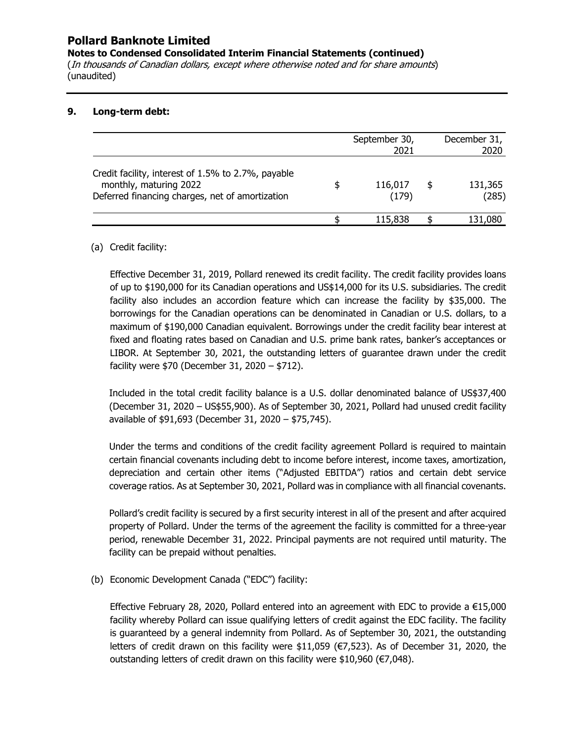**Pollard Banknote Limited**

**Notes to Condensed Consolidated Interim Financial Statements (continued)**

(*In thousands of Canadian dollars, except where otherwise noted and for share amounts*)
(unaudited)

## 9. Long-term debt:

| | September 30, 2021 | December 31, 2020 |
|---|---|---|
| Credit facility, interest of 1.5% to 2.7%, payable monthly, maturing 2022 | $ 116,017 | $ 131,365 |
| Deferred financing charges, net of amortization | (179) | (285) |
| | $ 115,838 | $ 131,080 |

(a) Credit facility:

Effective December 31, 2019, Pollard renewed its credit facility. The credit facility provides loans of up to $190,000 for its Canadian operations and US$14,000 for its U.S. subsidiaries. The credit facility also includes an accordion feature which can increase the facility by $35,000. The borrowings for the Canadian operations can be denominated in Canadian or U.S. dollars, to a maximum of $190,000 Canadian equivalent. Borrowings under the credit facility bear interest at fixed and floating rates based on Canadian and U.S. prime bank rates, banker's acceptances or LIBOR. At September 30, 2021, the outstanding letters of guarantee drawn under the credit facility were $70 (December 31, 2020 – $712).

Included in the total credit facility balance is a U.S. dollar denominated balance of US$37,400 (December 31, 2020 – US$55,900). As of September 30, 2021, Pollard had unused credit facility available of $91,693 (December 31, 2020 – $75,745).

Under the terms and conditions of the credit facility agreement Pollard is required to maintain certain financial covenants including debt to income before interest, income taxes, amortization, depreciation and certain other items ("Adjusted EBITDA") ratios and certain debt service coverage ratios. As at September 30, 2021, Pollard was in compliance with all financial covenants.

Pollard's credit facility is secured by a first security interest in all of the present and after acquired property of Pollard. Under the terms of the agreement the facility is committed for a three-year period, renewable December 31, 2022. Principal payments are not required until maturity. The facility can be prepaid without penalties.

(b) Economic Development Canada ("EDC") facility:

Effective February 28, 2020, Pollard entered into an agreement with EDC to provide a €15,000 facility whereby Pollard can issue qualifying letters of credit against the EDC facility. The facility is guaranteed by a general indemnity from Pollard. As of September 30, 2021, the outstanding letters of credit drawn on this facility were $11,059 (€7,523). As of December 31, 2020, the outstanding letters of credit drawn on this facility were $10,960 (€7,048).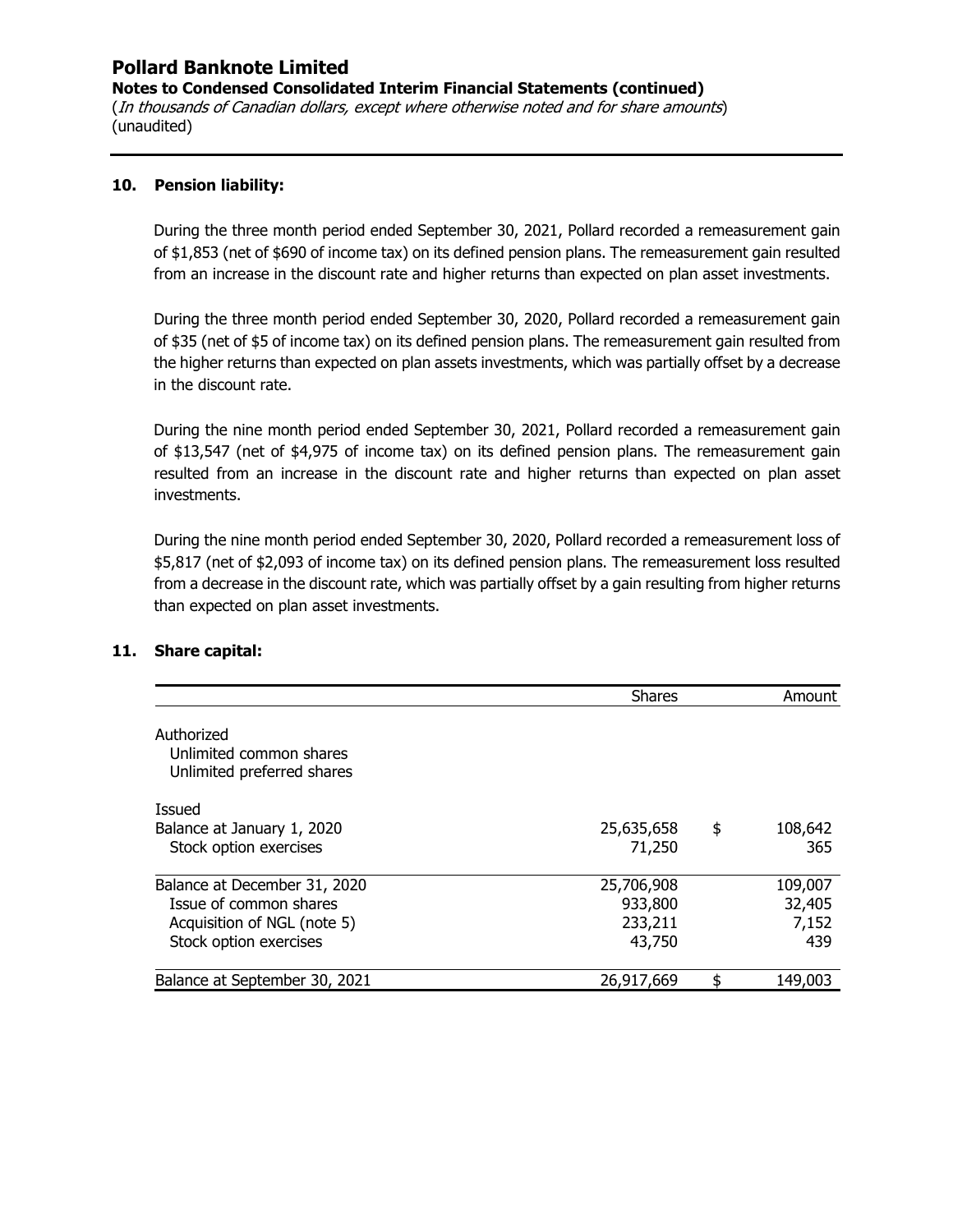## 10. Pension liability:

During the three month period ended September 30, 2021, Pollard recorded a remeasurement gain of $1,853 (net of $690 of income tax) on its defined pension plans. The remeasurement gain resulted from an increase in the discount rate and higher returns than expected on plan asset investments.

During the three month period ended September 30, 2020, Pollard recorded a remeasurement gain of $35 (net of $5 of income tax) on its defined pension plans. The remeasurement gain resulted from the higher returns than expected on plan assets investments, which was partially offset by a decrease in the discount rate.

During the nine month period ended September 30, 2021, Pollard recorded a remeasurement gain of $13,547 (net of $4,975 of income tax) on its defined pension plans. The remeasurement gain resulted from an increase in the discount rate and higher returns than expected on plan asset investments.

During the nine month period ended September 30, 2020, Pollard recorded a remeasurement loss of $5,817 (net of $2,093 of income tax) on its defined pension plans. The remeasurement loss resulted from a decrease in the discount rate, which was partially offset by a gain resulting from higher returns than expected on plan asset investments.

## 11. Share capital:

| | Shares | Amount |
|---|---|---|
| Authorized | | |
| Unlimited common shares | | |
| Unlimited preferred shares | | |
| Issued | | |
| Balance at January 1, 2020 | 25,635,658 | $ 108,642 |
| Stock option exercises | 71,250 | 365 |
| Balance at December 31, 2020 | 25,706,908 | 109,007 |
| Issue of common shares | 933,800 | 32,405 |
| Acquisition of NGL (note 5) | 233,211 | 7,152 |
| Stock option exercises | 43,750 | 439 |
| Balance at September 30, 2021 | 26,917,669 | $ 149,003 |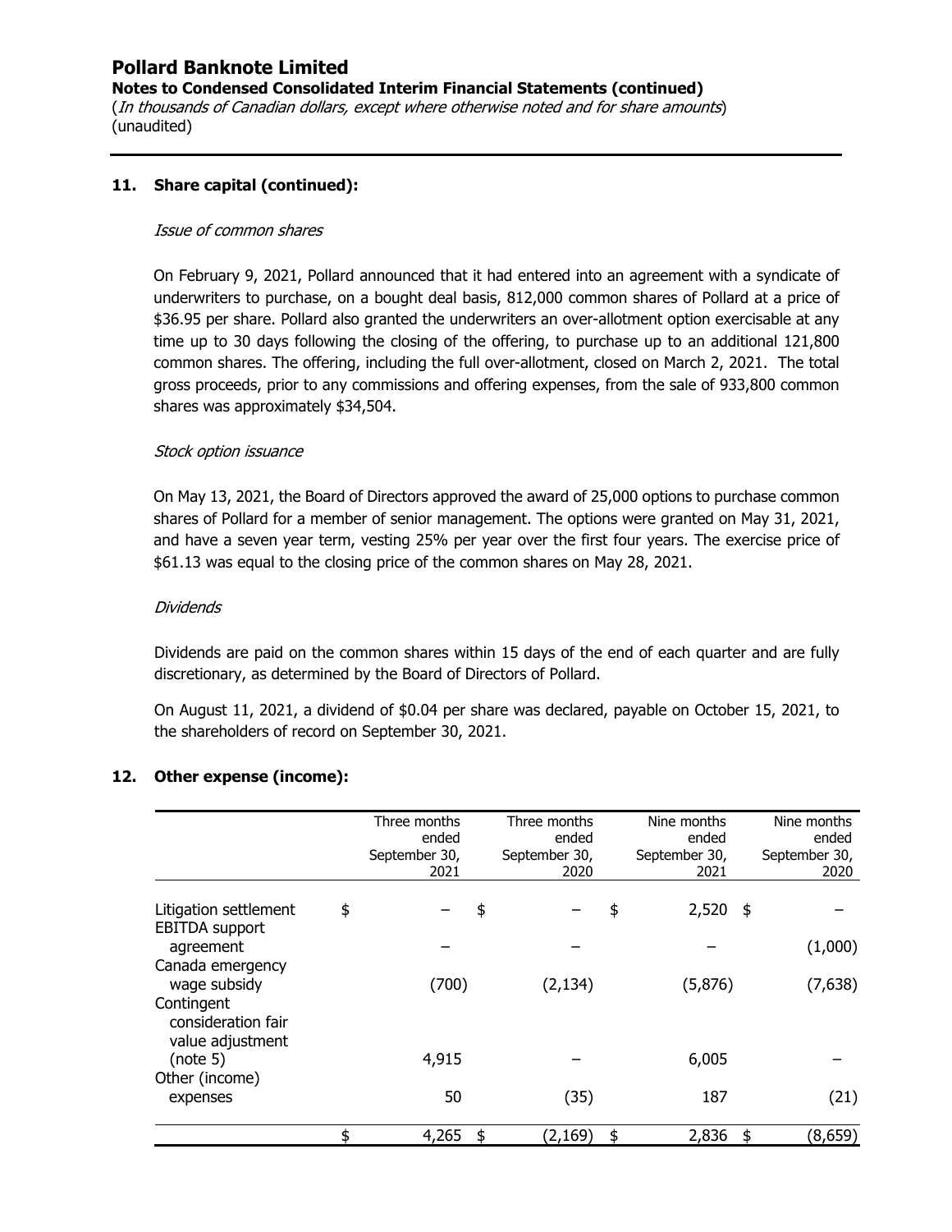## 11. Share capital (continued):

*Issue of common shares*

On February 9, 2021, Pollard announced that it had entered into an agreement with a syndicate of underwriters to purchase, on a bought deal basis, 812,000 common shares of Pollard at a price of $36.95 per share. Pollard also granted the underwriters an over-allotment option exercisable at any time up to 30 days following the closing of the offering, to purchase up to an additional 121,800 common shares. The offering, including the full over-allotment, closed on March 2, 2021. The total gross proceeds, prior to any commissions and offering expenses, from the sale of 933,800 common shares was approximately $34,504.

*Stock option issuance*

On May 13, 2021, the Board of Directors approved the award of 25,000 options to purchase common shares of Pollard for a member of senior management. The options were granted on May 31, 2021, and have a seven year term, vesting 25% per year over the first four years. The exercise price of $61.13 was equal to the closing price of the common shares on May 28, 2021.

*Dividends*

Dividends are paid on the common shares within 15 days of the end of each quarter and are fully discretionary, as determined by the Board of Directors of Pollard.

On August 11, 2021, a dividend of $0.04 per share was declared, payable on October 15, 2021, to the shareholders of record on September 30, 2021.

## 12. Other expense (income):

| | Three months ended September 30, 2021 | Three months ended September 30, 2020 | Nine months ended September 30, 2021 | Nine months ended September 30, 2020 |
|---|---|---|---|---|
| Litigation settlement | $ – | $ – | $ 2,520 | $ – |
| EBITDA support agreement | – | – | – | (1,000) |
| Canada emergency wage subsidy | (700) | (2,134) | (5,876) | (7,638) |
| Contingent consideration fair value adjustment (note 5) | 4,915 | – | 6,005 | – |
| Other (income) expenses | 50 | (35) | 187 | (21) |
| | $ 4,265 | $ (2,169) | $ 2,836 | $ (8,659) |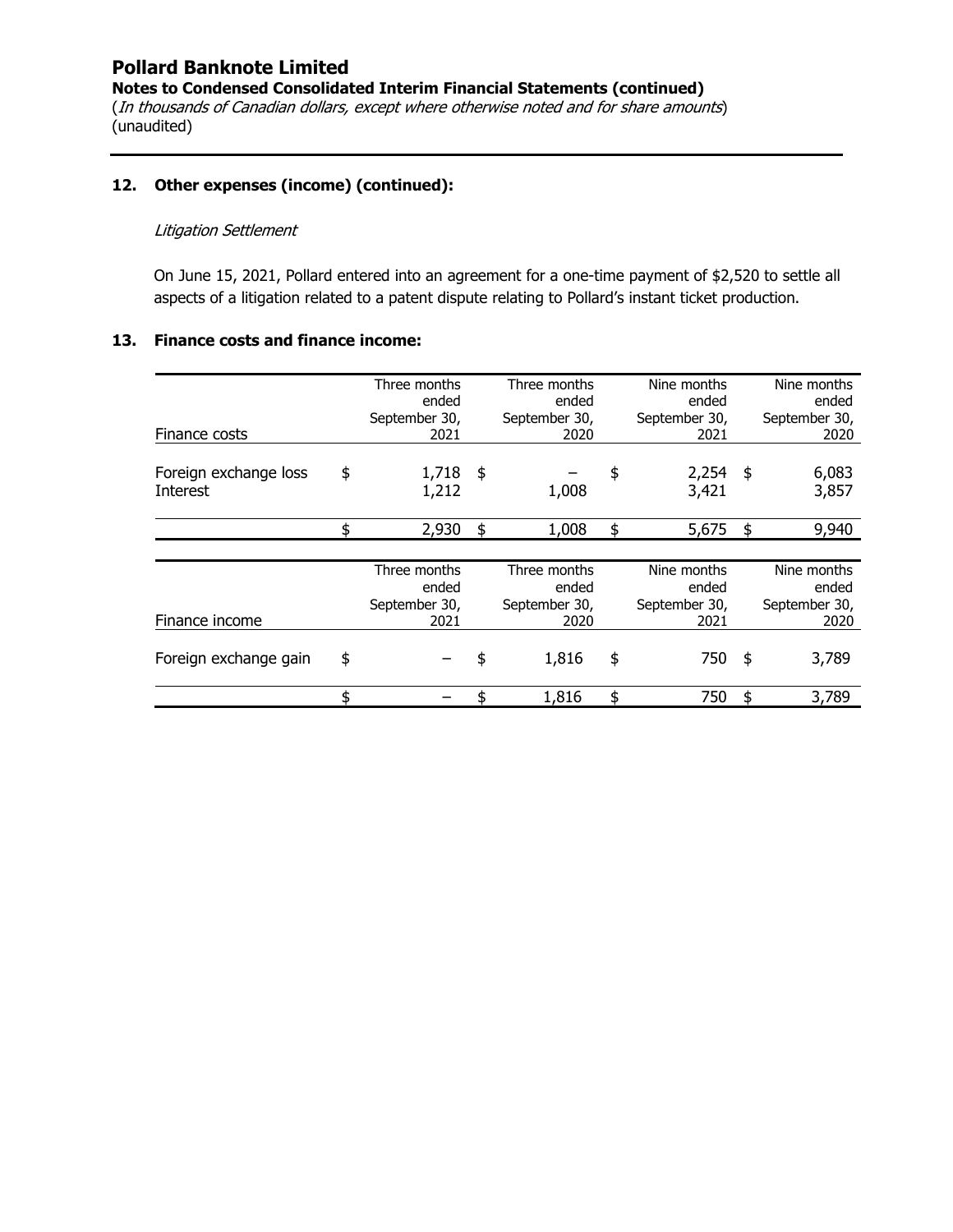## 12. Other expenses (income) (continued):

*Litigation Settlement*

On June 15, 2021, Pollard entered into an agreement for a one-time payment of $2,520 to settle all aspects of a litigation related to a patent dispute relating to Pollard's instant ticket production.

## 13. Finance costs and finance income:

| Finance costs | Three months ended September 30, 2021 | Three months ended September 30, 2020 | Nine months ended September 30, 2021 | Nine months ended September 30, 2020 |
|---|---|---|---|---|
| Foreign exchange loss | $ 1,718 | $ – | $ 2,254 | $ 6,083 |
| Interest | 1,212 | 1,008 | 3,421 | 3,857 |
| | $ 2,930 | $ 1,008 | $ 5,675 | $ 9,940 |

| Finance income | Three months ended September 30, 2021 | Three months ended September 30, 2020 | Nine months ended September 30, 2021 | Nine months ended September 30, 2020 |
|---|---|---|---|---|
| Foreign exchange gain | $ – | $ 1,816 | $ 750 | $ 3,789 |
| | $ – | $ 1,816 | $ 750 | $ 3,789 |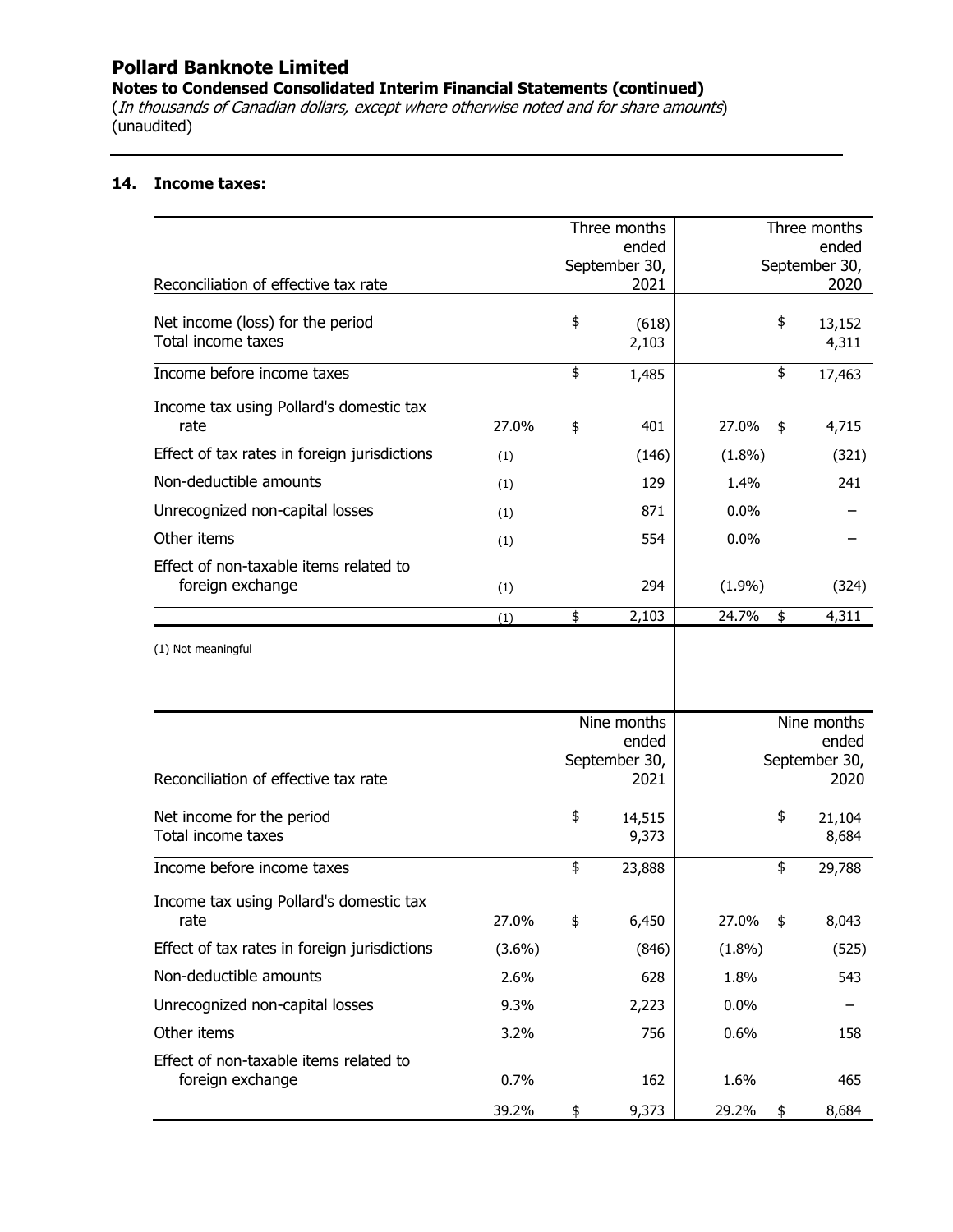# Pollard Banknote Limited

**Notes to Condensed Consolidated Interim Financial Statements (continued)**

(*In thousands of Canadian dollars, except where otherwise noted and for share amounts*)
(unaudited)

### 14. Income taxes:

| Reconciliation of effective tax rate | | Three months ended September 30, 2021 | | Three months ended September 30, 2020 |
|---|---|---|---|---|
| Net income (loss) for the period | | $ (618) | | $ 13,152 |
| Total income taxes | | 2,103 | | 4,311 |
| Income before income taxes | | $ 1,485 | | $ 17,463 |
| Income tax using Pollard's domestic tax rate | 27.0% | $ 401 | 27.0% | $ 4,715 |
| Effect of tax rates in foreign jurisdictions | (1) | (146) | (1.8%) | (321) |
| Non-deductible amounts | (1) | 129 | 1.4% | 241 |
| Unrecognized non-capital losses | (1) | 871 | 0.0% | – |
| Other items | (1) | 554 | 0.0% | – |
| Effect of non-taxable items related to foreign exchange | (1) | 294 | (1.9%) | (324) |
| | (1) | $ 2,103 | 24.7% | $ 4,311 |

(1) Not meaningful

| Reconciliation of effective tax rate | | Nine months ended September 30, 2021 | | Nine months ended September 30, 2020 |
|---|---|---|---|---|
| Net income for the period | | $ 14,515 | | $ 21,104 |
| Total income taxes | | 9,373 | | 8,684 |
| Income before income taxes | | $ 23,888 | | $ 29,788 |
| Income tax using Pollard's domestic tax rate | 27.0% | $ 6,450 | 27.0% | $ 8,043 |
| Effect of tax rates in foreign jurisdictions | (3.6%) | (846) | (1.8%) | (525) |
| Non-deductible amounts | 2.6% | 628 | 1.8% | 543 |
| Unrecognized non-capital losses | 9.3% | 2,223 | 0.0% | – |
| Other items | 3.2% | 756 | 0.6% | 158 |
| Effect of non-taxable items related to foreign exchange | 0.7% | 162 | 1.6% | 465 |
| | 39.2% | $ 9,373 | 29.2% | $ 8,684 |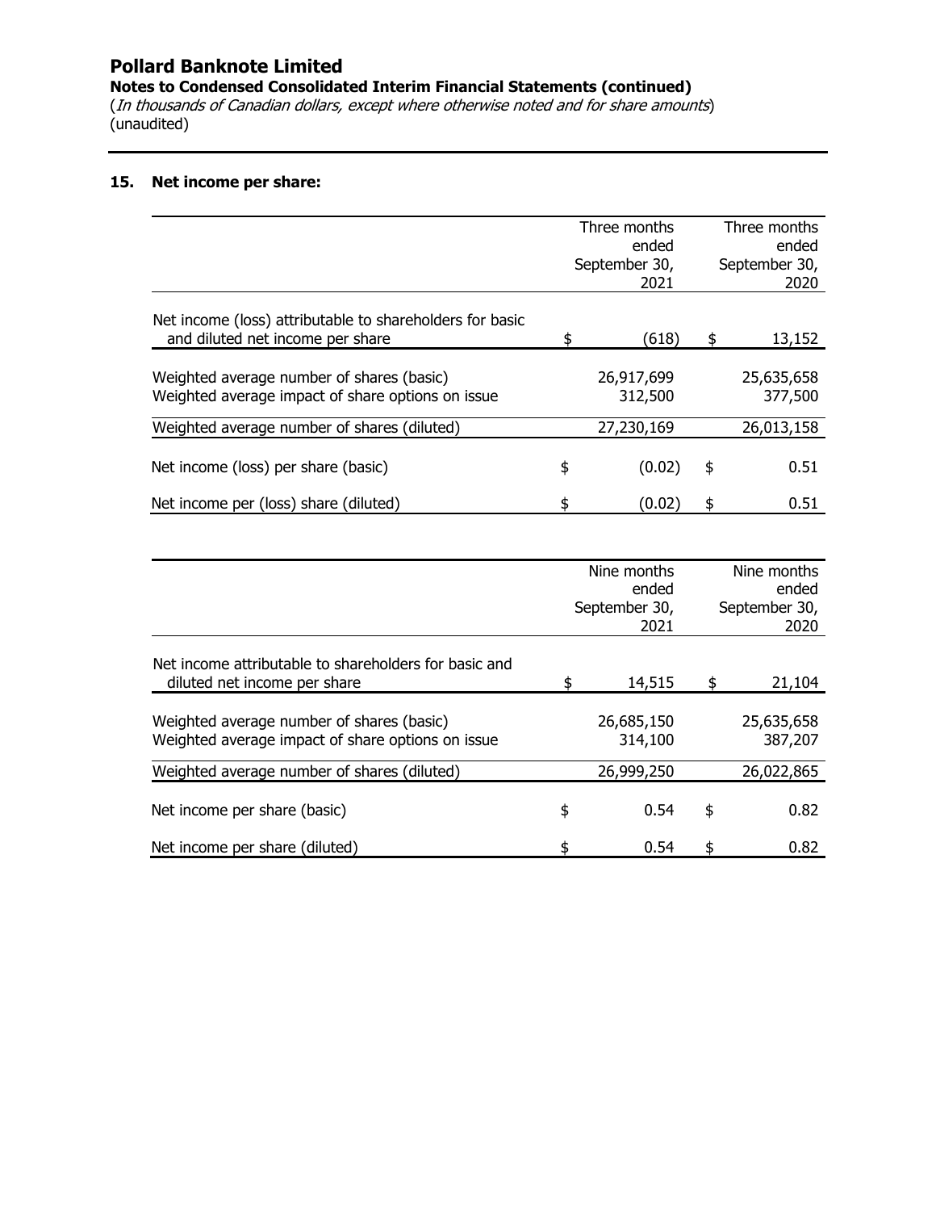# Pollard Banknote Limited

**Notes to Condensed Consolidated Interim Financial Statements (continued)**

(*In thousands of Canadian dollars, except where otherwise noted and for share amounts*)
(unaudited)

## 15. Net income per share:

| | Three months ended September 30, 2021 | Three months ended September 30, 2020 |
|---|---|---|
| Net income (loss) attributable to shareholders for basic and diluted net income per share | $ (618) | $ 13,152 |
| Weighted average number of shares (basic) | 26,917,699 | 25,635,658 |
| Weighted average impact of share options on issue | 312,500 | 377,500 |
| Weighted average number of shares (diluted) | 27,230,169 | 26,013,158 |
| Net income (loss) per share (basic) | $ (0.02) | $ 0.51 |
| Net income per (loss) share (diluted) | $ (0.02) | $ 0.51 |

| | Nine months ended September 30, 2021 | Nine months ended September 30, 2020 |
|---|---|---|
| Net income attributable to shareholders for basic and diluted net income per share | $ 14,515 | $ 21,104 |
| Weighted average number of shares (basic) | 26,685,150 | 25,635,658 |
| Weighted average impact of share options on issue | 314,100 | 387,207 |
| Weighted average number of shares (diluted) | 26,999,250 | 26,022,865 |
| Net income per share (basic) | $ 0.54 | $ 0.82 |
| Net income per share (diluted) | $ 0.54 | $ 0.82 |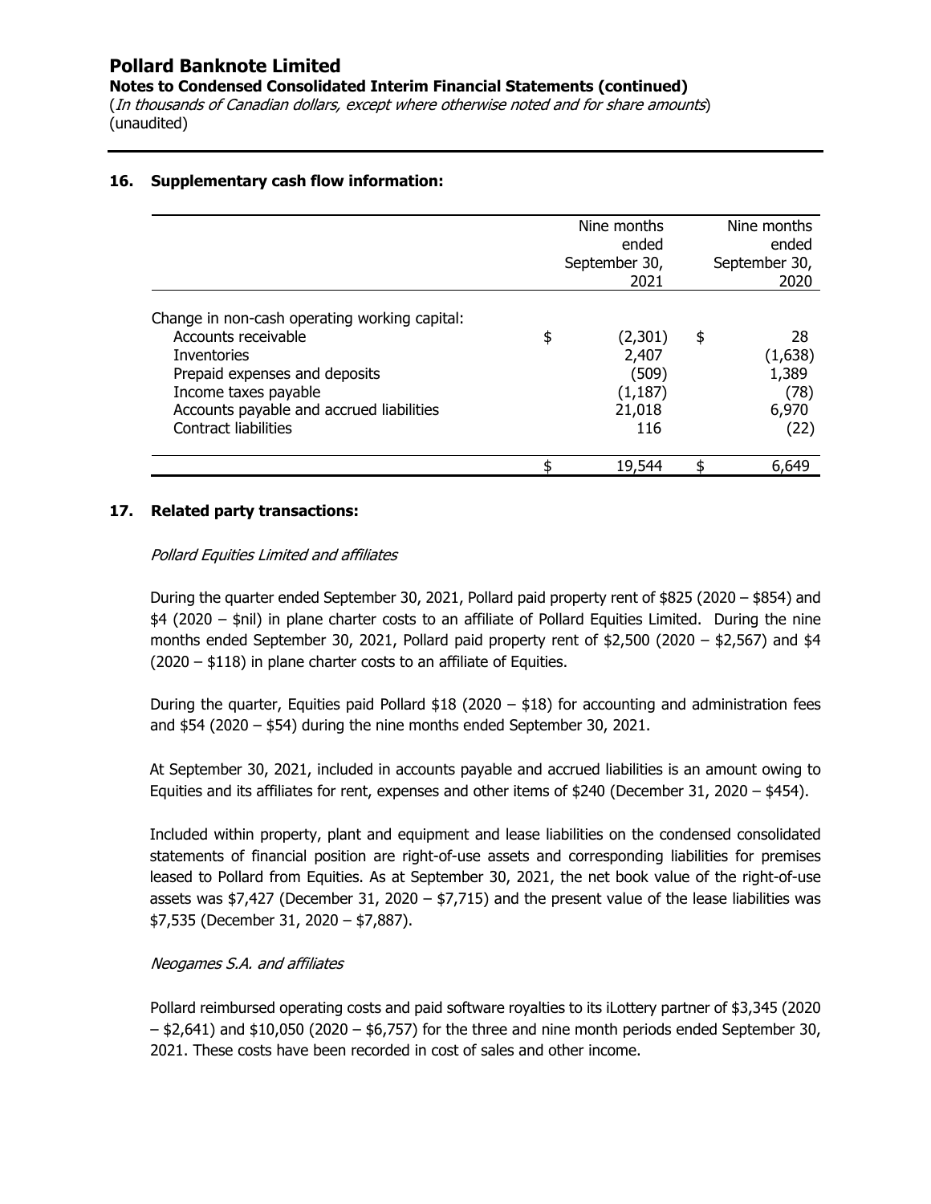# Pollard Banknote Limited

**Notes to Condensed Consolidated Interim Financial Statements (continued)**

(*In thousands of Canadian dollars, except where otherwise noted and for share amounts*)
(unaudited)

## 16. Supplementary cash flow information:

| | Nine months ended September 30, 2021 | Nine months ended September 30, 2020 |
|---|---|---|
| Change in non-cash operating working capital: | | |
| Accounts receivable | $ (2,301) | $ 28 |
| Inventories | 2,407 | (1,638) |
| Prepaid expenses and deposits | (509) | 1,389 |
| Income taxes payable | (1,187) | (78) |
| Accounts payable and accrued liabilities | 21,018 | 6,970 |
| Contract liabilities | 116 | (22) |
| | $ 19,544 | $ 6,649 |

## 17. Related party transactions:

*Pollard Equities Limited and affiliates*

During the quarter ended September 30, 2021, Pollard paid property rent of $825 (2020 – $854) and $4 (2020 – $nil) in plane charter costs to an affiliate of Pollard Equities Limited. During the nine months ended September 30, 2021, Pollard paid property rent of $2,500 (2020 – $2,567) and $4 (2020 – $118) in plane charter costs to an affiliate of Equities.

During the quarter, Equities paid Pollard $18 (2020 – $18) for accounting and administration fees and $54 (2020 – $54) during the nine months ended September 30, 2021.

At September 30, 2021, included in accounts payable and accrued liabilities is an amount owing to Equities and its affiliates for rent, expenses and other items of $240 (December 31, 2020 – $454).

Included within property, plant and equipment and lease liabilities on the condensed consolidated statements of financial position are right-of-use assets and corresponding liabilities for premises leased to Pollard from Equities. As at September 30, 2021, the net book value of the right-of-use assets was $7,427 (December 31, 2020 – $7,715) and the present value of the lease liabilities was $7,535 (December 31, 2020 – $7,887).

*Neogames S.A. and affiliates*

Pollard reimbursed operating costs and paid software royalties to its iLottery partner of $3,345 (2020 – $2,641) and $10,050 (2020 – $6,757) for the three and nine month periods ended September 30, 2021. These costs have been recorded in cost of sales and other income.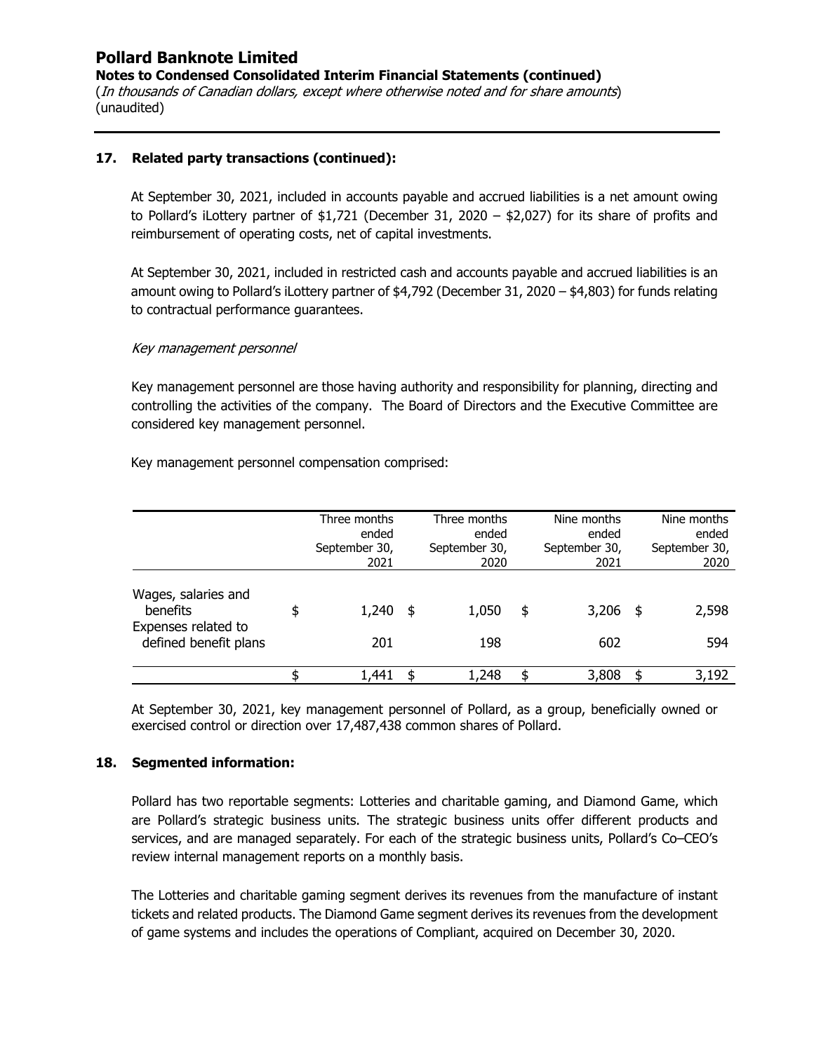# Pollard Banknote Limited

**Notes to Condensed Consolidated Interim Financial Statements (continued)**

(*In thousands of Canadian dollars, except where otherwise noted and for share amounts*)
(unaudited)

## 17. Related party transactions (continued):

At September 30, 2021, included in accounts payable and accrued liabilities is a net amount owing to Pollard's iLottery partner of $1,721 (December 31, 2020 – $2,027) for its share of profits and reimbursement of operating costs, net of capital investments.

At September 30, 2021, included in restricted cash and accounts payable and accrued liabilities is an amount owing to Pollard's iLottery partner of $4,792 (December 31, 2020 – $4,803) for funds relating to contractual performance guarantees.

*Key management personnel*

Key management personnel are those having authority and responsibility for planning, directing and controlling the activities of the company. The Board of Directors and the Executive Committee are considered key management personnel.

Key management personnel compensation comprised:

| | Three months ended September 30, 2021 | Three months ended September 30, 2020 | Nine months ended September 30, 2021 | Nine months ended September 30, 2020 |
|---|---|---|---|---|
| Wages, salaries and benefits | $ 1,240 | $ 1,050 | $ 3,206 | $ 2,598 |
| Expenses related to defined benefit plans | 201 | 198 | 602 | 594 |
| | $ 1,441 | $ 1,248 | $ 3,808 | $ 3,192 |

At September 30, 2021, key management personnel of Pollard, as a group, beneficially owned or exercised control or direction over 17,487,438 common shares of Pollard.

## 18. Segmented information:

Pollard has two reportable segments: Lotteries and charitable gaming, and Diamond Game, which are Pollard's strategic business units. The strategic business units offer different products and services, and are managed separately. For each of the strategic business units, Pollard's Co–CEO's review internal management reports on a monthly basis.

The Lotteries and charitable gaming segment derives its revenues from the manufacture of instant tickets and related products. The Diamond Game segment derives its revenues from the development of game systems and includes the operations of Compliant, acquired on December 30, 2020.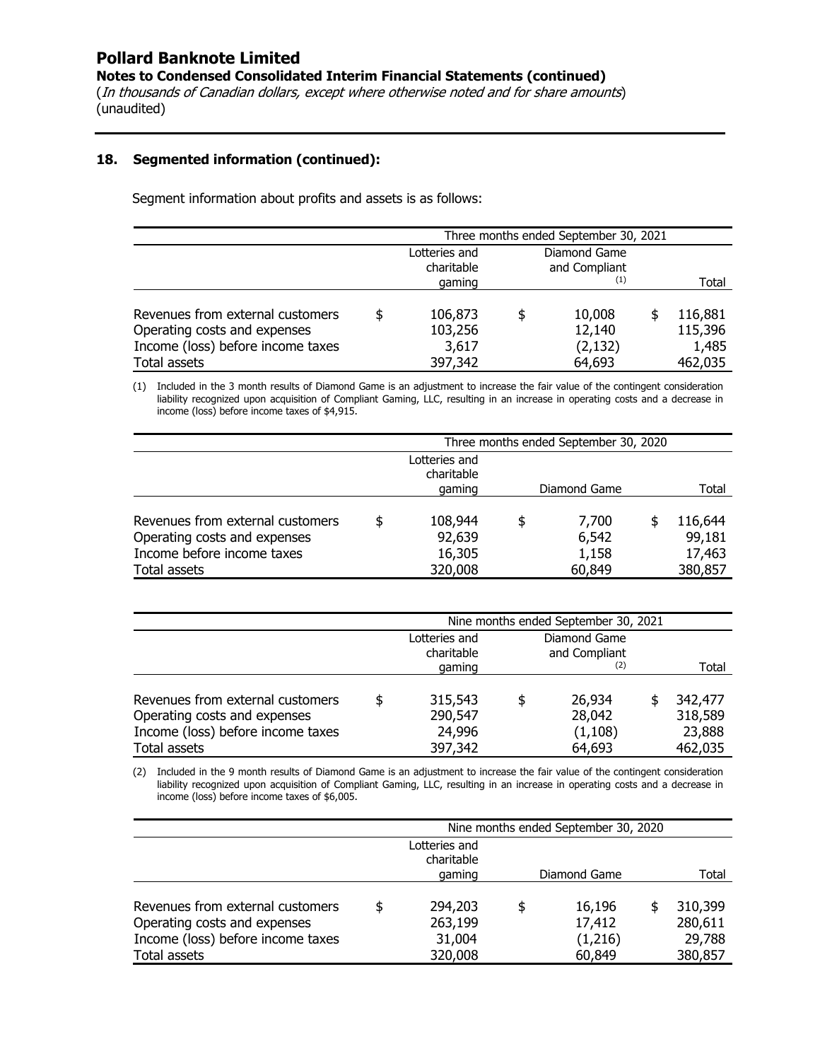**Pollard Banknote Limited**

**Notes to Condensed Consolidated Interim Financial Statements (continued)**

(*In thousands of Canadian dollars, except where otherwise noted and for share amounts*)
(unaudited)

## 18. Segmented information (continued):

Segment information about profits and assets is as follows:

| | Three months ended September 30, 2021 | | |
|---|---|---|---|
| | Lotteries and charitable gaming | Diamond Game and Compliant (1) | Total |
| Revenues from external customers | $ 106,873 | $ 10,008 | $ 116,881 |
| Operating costs and expenses | 103,256 | 12,140 | 115,396 |
| Income (loss) before income taxes | 3,617 | (2,132) | 1,485 |
| Total assets | 397,342 | 64,693 | 462,035 |

(1) Included in the 3 month results of Diamond Game is an adjustment to increase the fair value of the contingent consideration liability recognized upon acquisition of Compliant Gaming, LLC, resulting in an increase in operating costs and a decrease in income (loss) before income taxes of $4,915.

| | Three months ended September 30, 2020 | | |
|---|---|---|---|
| | Lotteries and charitable gaming | Diamond Game | Total |
| Revenues from external customers | $ 108,944 | $ 7,700 | $ 116,644 |
| Operating costs and expenses | 92,639 | 6,542 | 99,181 |
| Income before income taxes | 16,305 | 1,158 | 17,463 |
| Total assets | 320,008 | 60,849 | 380,857 |

| | Nine months ended September 30, 2021 | | |
|---|---|---|---|
| | Lotteries and charitable gaming | Diamond Game and Compliant (2) | Total |
| Revenues from external customers | $ 315,543 | $ 26,934 | $ 342,477 |
| Operating costs and expenses | 290,547 | 28,042 | 318,589 |
| Income (loss) before income taxes | 24,996 | (1,108) | 23,888 |
| Total assets | 397,342 | 64,693 | 462,035 |

(2) Included in the 9 month results of Diamond Game is an adjustment to increase the fair value of the contingent consideration liability recognized upon acquisition of Compliant Gaming, LLC, resulting in an increase in operating costs and a decrease in income (loss) before income taxes of $6,005.

| | Nine months ended September 30, 2020 | | |
|---|---|---|---|
| | Lotteries and charitable gaming | Diamond Game | Total |
| Revenues from external customers | $ 294,203 | $ 16,196 | $ 310,399 |
| Operating costs and expenses | 263,199 | 17,412 | 280,611 |
| Income (loss) before income taxes | 31,004 | (1,216) | 29,788 |
| Total assets | 320,008 | 60,849 | 380,857 |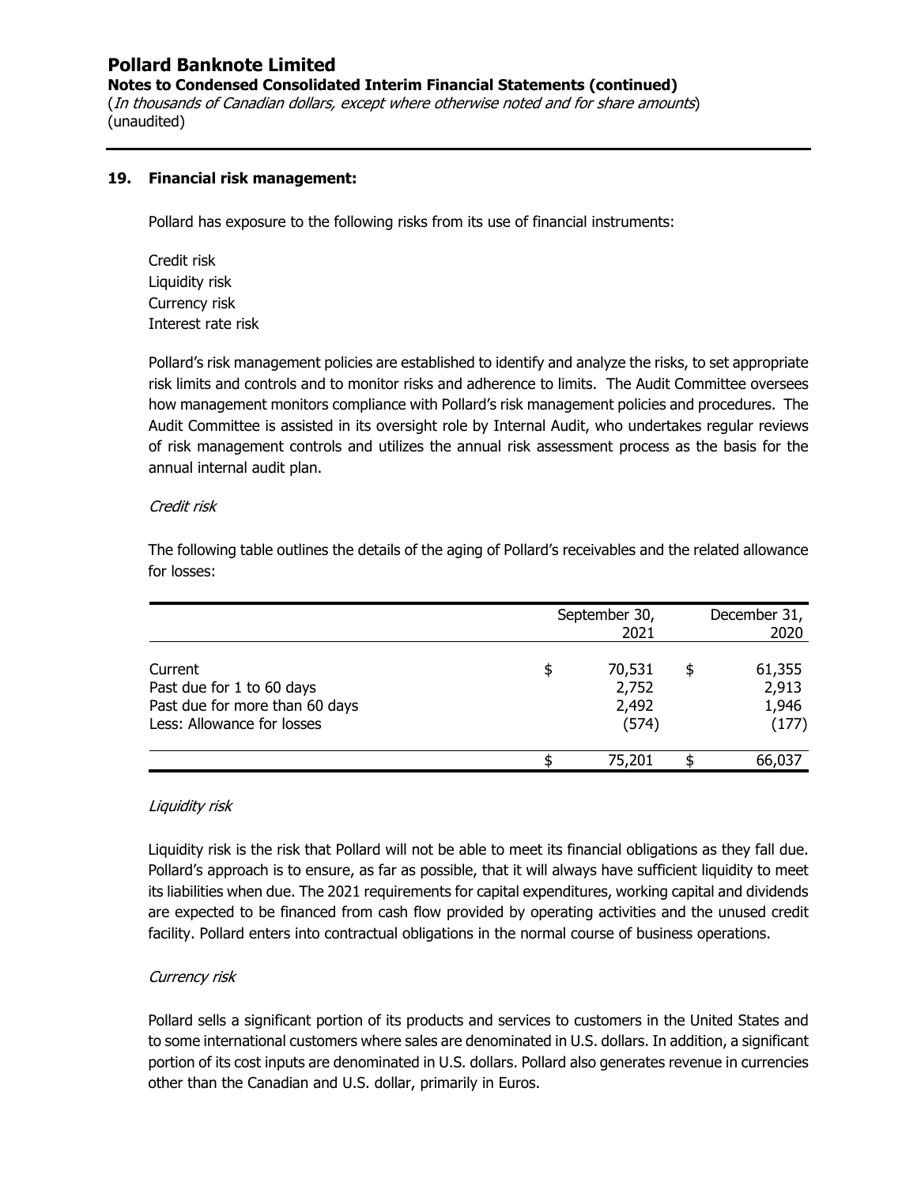## 19. Financial risk management:

Pollard has exposure to the following risks from its use of financial instruments:

Credit risk
Liquidity risk
Currency risk
Interest rate risk

Pollard's risk management policies are established to identify and analyze the risks, to set appropriate risk limits and controls and to monitor risks and adherence to limits. The Audit Committee oversees how management monitors compliance with Pollard's risk management policies and procedures. The Audit Committee is assisted in its oversight role by Internal Audit, who undertakes regular reviews of risk management controls and utilizes the annual risk assessment process as the basis for the annual internal audit plan.

*Credit risk*

The following table outlines the details of the aging of Pollard's receivables and the related allowance for losses:

| | September 30, 2021 | December 31, 2020 |
|---|---|---|
| Current | $ 70,531 | $ 61,355 |
| Past due for 1 to 60 days | 2,752 | 2,913 |
| Past due for more than 60 days | 2,492 | 1,946 |
| Less: Allowance for losses | (574) | (177) |
| | $ 75,201 | $ 66,037 |

*Liquidity risk*

Liquidity risk is the risk that Pollard will not be able to meet its financial obligations as they fall due. Pollard's approach is to ensure, as far as possible, that it will always have sufficient liquidity to meet its liabilities when due. The 2021 requirements for capital expenditures, working capital and dividends are expected to be financed from cash flow provided by operating activities and the unused credit facility. Pollard enters into contractual obligations in the normal course of business operations.

*Currency risk*

Pollard sells a significant portion of its products and services to customers in the United States and to some international customers where sales are denominated in U.S. dollars. In addition, a significant portion of its cost inputs are denominated in U.S. dollars. Pollard also generates revenue in currencies other than the Canadian and U.S. dollar, primarily in Euros.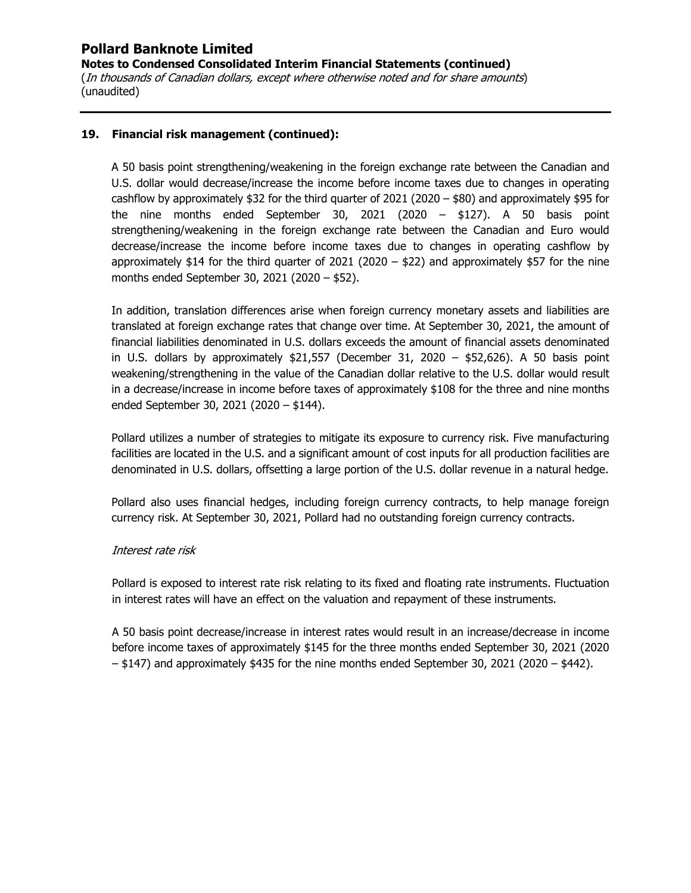## 19. Financial risk management (continued):

A 50 basis point strengthening/weakening in the foreign exchange rate between the Canadian and U.S. dollar would decrease/increase the income before income taxes due to changes in operating cashflow by approximately $32 for the third quarter of 2021 (2020 – $80) and approximately $95 for the nine months ended September 30, 2021 (2020 – $127). A 50 basis point strengthening/weakening in the foreign exchange rate between the Canadian and Euro would decrease/increase the income before income taxes due to changes in operating cashflow by approximately $14 for the third quarter of 2021 (2020 – $22) and approximately $57 for the nine months ended September 30, 2021 (2020 – $52).

In addition, translation differences arise when foreign currency monetary assets and liabilities are translated at foreign exchange rates that change over time. At September 30, 2021, the amount of financial liabilities denominated in U.S. dollars exceeds the amount of financial assets denominated in U.S. dollars by approximately $21,557 (December 31, 2020 – $52,626). A 50 basis point weakening/strengthening in the value of the Canadian dollar relative to the U.S. dollar would result in a decrease/increase in income before taxes of approximately $108 for the three and nine months ended September 30, 2021 (2020 – $144).

Pollard utilizes a number of strategies to mitigate its exposure to currency risk. Five manufacturing facilities are located in the U.S. and a significant amount of cost inputs for all production facilities are denominated in U.S. dollars, offsetting a large portion of the U.S. dollar revenue in a natural hedge.

Pollard also uses financial hedges, including foreign currency contracts, to help manage foreign currency risk. At September 30, 2021, Pollard had no outstanding foreign currency contracts.

*Interest rate risk*

Pollard is exposed to interest rate risk relating to its fixed and floating rate instruments. Fluctuation in interest rates will have an effect on the valuation and repayment of these instruments.

A 50 basis point decrease/increase in interest rates would result in an increase/decrease in income before income taxes of approximately $145 for the three months ended September 30, 2021 (2020 – $147) and approximately $435 for the nine months ended September 30, 2021 (2020 – $442).